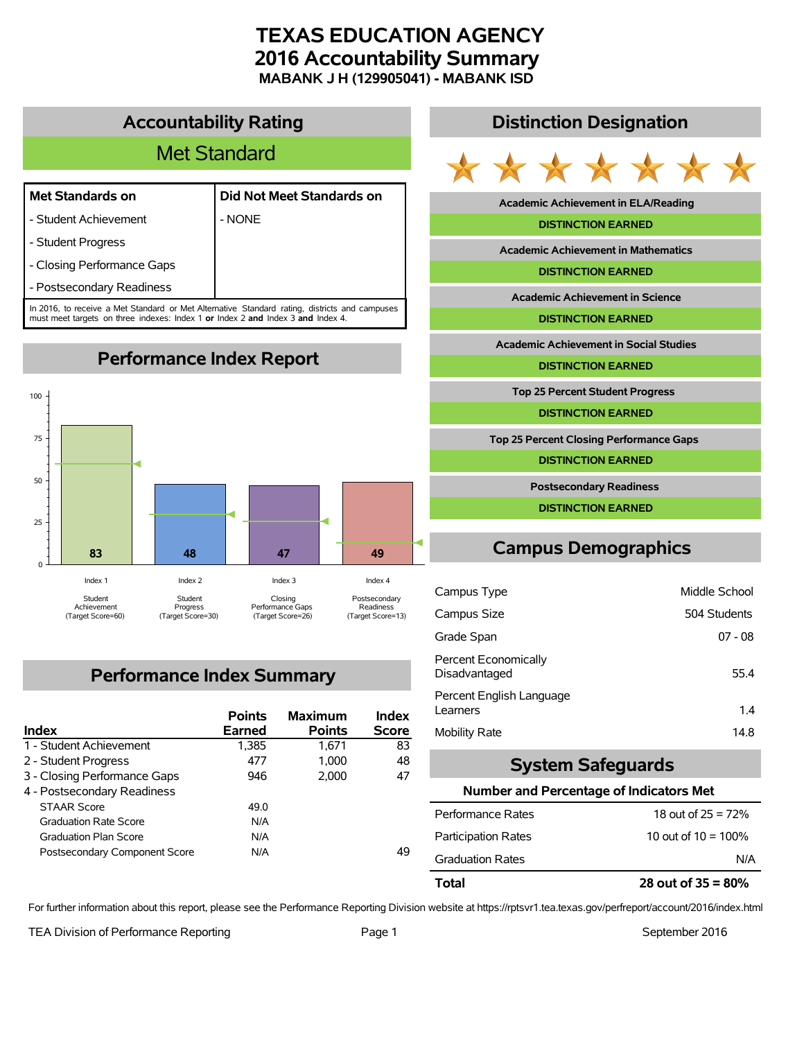# TEXAS EDUCATION AGENCY
# 2016 Accountability Summary
### MABANK J H (129905041) - MABANK ISD

## Accountability Rating

**Met Standard**

| Met Standards on | Did Not Meet Standards on |
|---|---|
| - Student Achievement | - NONE |
| - Student Progress | |
| - Closing Performance Gaps | |
| - Postsecondary Readiness | |

In 2016, to receive a Met Standard or Met Alternative Standard rating, districts and campuses must meet targets on three indexes: Index 1 **or** Index 2 **and** Index 3 **and** Index 4.

## Performance Index Report

| Index | Score | Target Score |
|---|---|---|
| Index 1 Student Achievement | 83 | 60 |
| Index 2 Student Progress | 48 | 30 |
| Index 3 Closing Performance Gaps | 47 | 26 |
| Index 4 Postsecondary Readiness | 49 | 13 |

## Performance Index Summary

| Index | Points Earned | Maximum Points | Index Score |
|---|---|---|---|
| 1 - Student Achievement | 1,385 | 1,671 | 83 |
| 2 - Student Progress | 477 | 1,000 | 48 |
| 3 - Closing Performance Gaps | 946 | 2,000 | 47 |
| 4 - Postsecondary Readiness | | | |
| STAAR Score | 49.0 | | |
| Graduation Rate Score | N/A | | |
| Graduation Plan Score | N/A | | |
| Postsecondary Component Score | N/A | | 49 |

## Distinction Designation

| Distinction | Status |
|---|---|
| Academic Achievement in ELA/Reading | DISTINCTION EARNED |
| Academic Achievement in Mathematics | DISTINCTION EARNED |
| Academic Achievement in Science | DISTINCTION EARNED |
| Academic Achievement in Social Studies | DISTINCTION EARNED |
| Top 25 Percent Student Progress | DISTINCTION EARNED |
| Top 25 Percent Closing Performance Gaps | DISTINCTION EARNED |
| Postsecondary Readiness | DISTINCTION EARNED |

## Campus Demographics

| | |
|---|---|
| Campus Type | Middle School |
| Campus Size | 504 Students |
| Grade Span | 07 - 08 |
| Percent Economically Disadvantaged | 55.4 |
| Percent English Language Learners | 1.4 |
| Mobility Rate | 14.8 |

## System Safeguards

**Number and Percentage of Indicators Met**

| | |
|---|---|
| Performance Rates | 18 out of 25 = 72% |
| Participation Rates | 10 out of 10 = 100% |
| Graduation Rates | N/A |
| **Total** | **28 out of 35 = 80%** |

For further information about this report, please see the Performance Reporting Division website at https://rptsvr1.tea.texas.gov/perfreport/account/2016/index.html

TEA Division of Performance Reporting — September 2016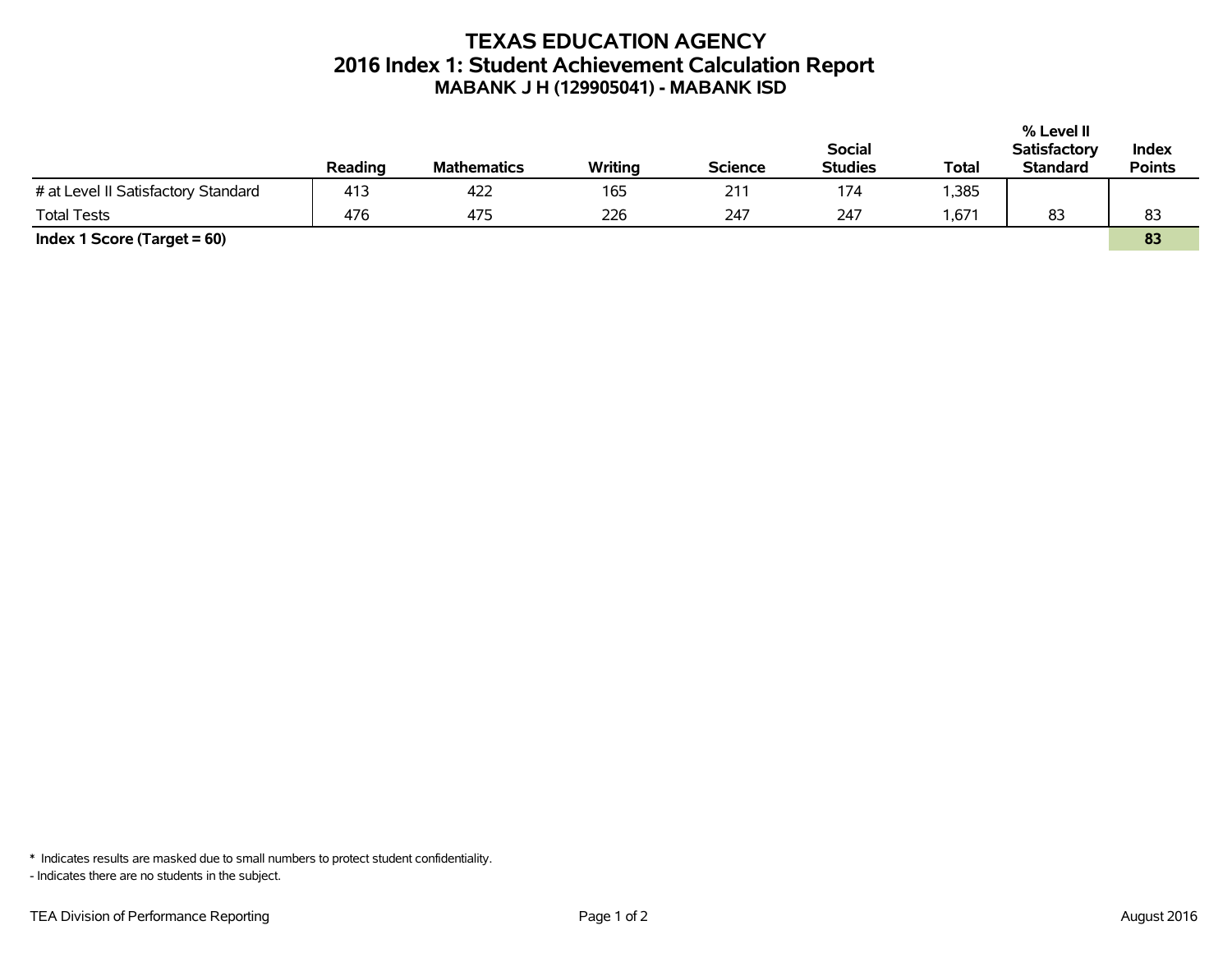# TEXAS EDUCATION AGENCY
## 2016 Index 1: Student Achievement Calculation Report
### MABANK J H (129905041) - MABANK ISD

| | Reading | Mathematics | Writing | Science | Social Studies | Total | % Level II Satisfactory Standard | Index Points |
|---|---|---|---|---|---|---|---|---|
| # at Level II Satisfactory Standard | 413 | 422 | 165 | 211 | 174 | 1,385 | | |
| Total Tests | 476 | 475 | 226 | 247 | 247 | 1,671 | 83 | 83 |
| **Index 1 Score (Target = 60)** | | | | | | | | **83** |

* Indicates results are masked due to small numbers to protect student confidentiality.

- Indicates there are no students in the subject.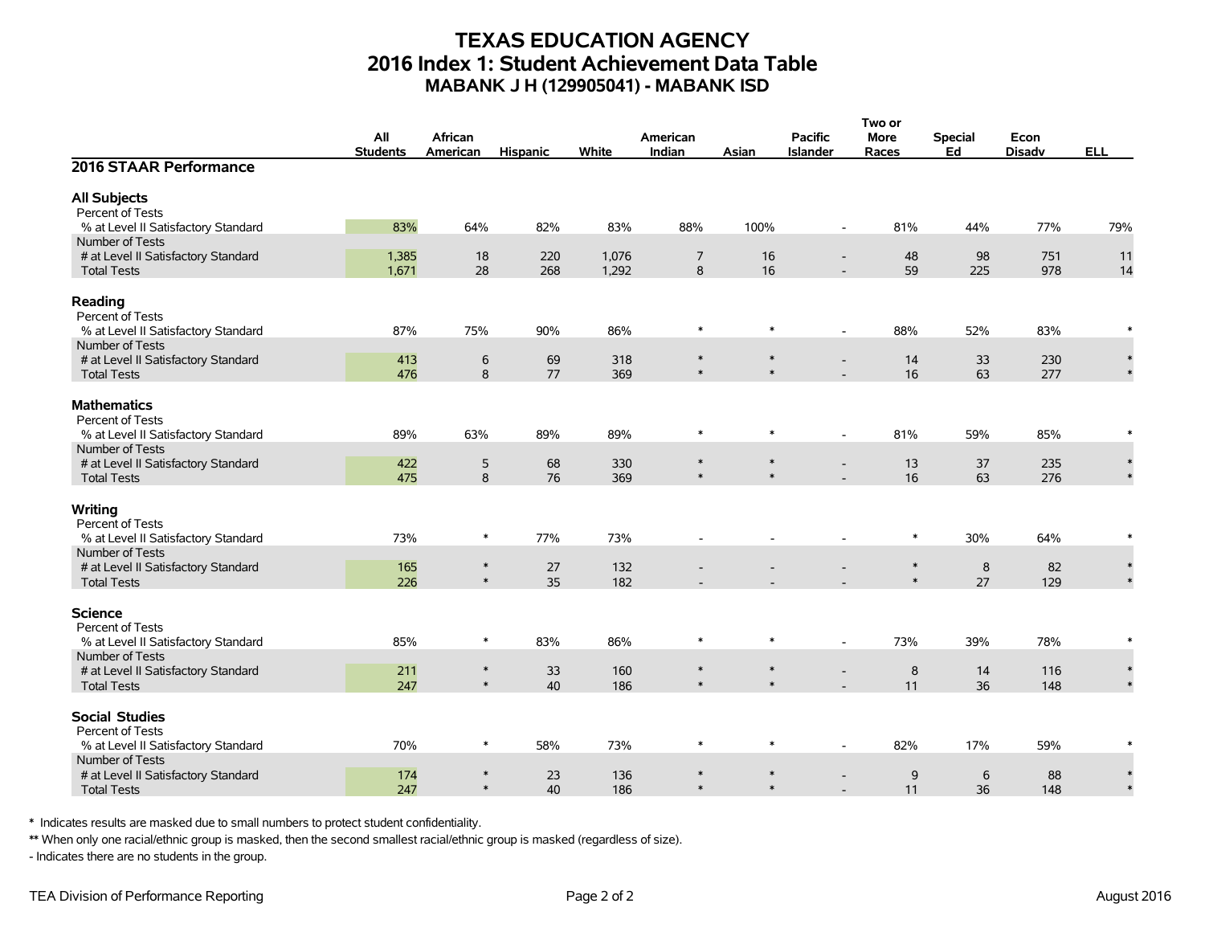# TEXAS EDUCATION AGENCY
## 2016 Index 1: Student Achievement Data Table
### MABANK J H (129905041) - MABANK ISD

| 2016 STAAR Performance | All Students | African American | Hispanic | White | American Indian | Asian | Pacific Islander | Two or More Races | Special Ed | Econ Disadv | ELL |
|---|---|---|---|---|---|---|---|---|---|---|---|
| **All Subjects** | | | | | | | | | | | |
| Percent of Tests | | | | | | | | | | | |
| % at Level II Satisfactory Standard | 83% | 64% | 82% | 83% | 88% | 100% | - | 81% | 44% | 77% | 79% |
| Number of Tests | | | | | | | | | | | |
| # at Level II Satisfactory Standard | 1,385 | 18 | 220 | 1,076 | 7 | 16 | - | 48 | 98 | 751 | 11 |
| Total Tests | 1,671 | 28 | 268 | 1,292 | 8 | 16 | - | 59 | 225 | 978 | 14 |
| **Reading** | | | | | | | | | | | |
| Percent of Tests | | | | | | | | | | | |
| % at Level II Satisfactory Standard | 87% | 75% | 90% | 86% | * | * | - | 88% | 52% | 83% | * |
| Number of Tests | | | | | | | | | | | |
| # at Level II Satisfactory Standard | 413 | 6 | 69 | 318 | * | * | - | 14 | 33 | 230 | * |
| Total Tests | 476 | 8 | 77 | 369 | * | * | - | 16 | 63 | 277 | * |
| **Mathematics** | | | | | | | | | | | |
| Percent of Tests | | | | | | | | | | | |
| % at Level II Satisfactory Standard | 89% | 63% | 89% | 89% | * | * | - | 81% | 59% | 85% | * |
| Number of Tests | | | | | | | | | | | |
| # at Level II Satisfactory Standard | 422 | 5 | 68 | 330 | * | * | - | 13 | 37 | 235 | * |
| Total Tests | 475 | 8 | 76 | 369 | * | * | - | 16 | 63 | 276 | * |
| **Writing** | | | | | | | | | | | |
| Percent of Tests | | | | | | | | | | | |
| % at Level II Satisfactory Standard | 73% | * | 77% | 73% | - | - | - | * | 30% | 64% | * |
| Number of Tests | | | | | | | | | | | |
| # at Level II Satisfactory Standard | 165 | * | 27 | 132 | - | - | - | * | 8 | 82 | * |
| Total Tests | 226 | * | 35 | 182 | - | - | - | * | 27 | 129 | * |
| **Science** | | | | | | | | | | | |
| Percent of Tests | | | | | | | | | | | |
| % at Level II Satisfactory Standard | 85% | * | 83% | 86% | * | * | - | 73% | 39% | 78% | * |
| Number of Tests | | | | | | | | | | | |
| # at Level II Satisfactory Standard | 211 | * | 33 | 160 | * | * | - | 8 | 14 | 116 | * |
| Total Tests | 247 | * | 40 | 186 | * | * | - | 11 | 36 | 148 | * |
| **Social Studies** | | | | | | | | | | | |
| Percent of Tests | | | | | | | | | | | |
| % at Level II Satisfactory Standard | 70% | * | 58% | 73% | * | * | - | 82% | 17% | 59% | * |
| Number of Tests | | | | | | | | | | | |
| # at Level II Satisfactory Standard | 174 | * | 23 | 136 | * | * | - | 9 | 6 | 88 | * |
| Total Tests | 247 | * | 40 | 186 | * | * | - | 11 | 36 | 148 | * |

\* Indicates results are masked due to small numbers to protect student confidentiality.

\*\* When only one racial/ethnic group is masked, then the second smallest racial/ethnic group is masked (regardless of size).

\- Indicates there are no students in the group.

TEA Division of Performance Reporting

August 2016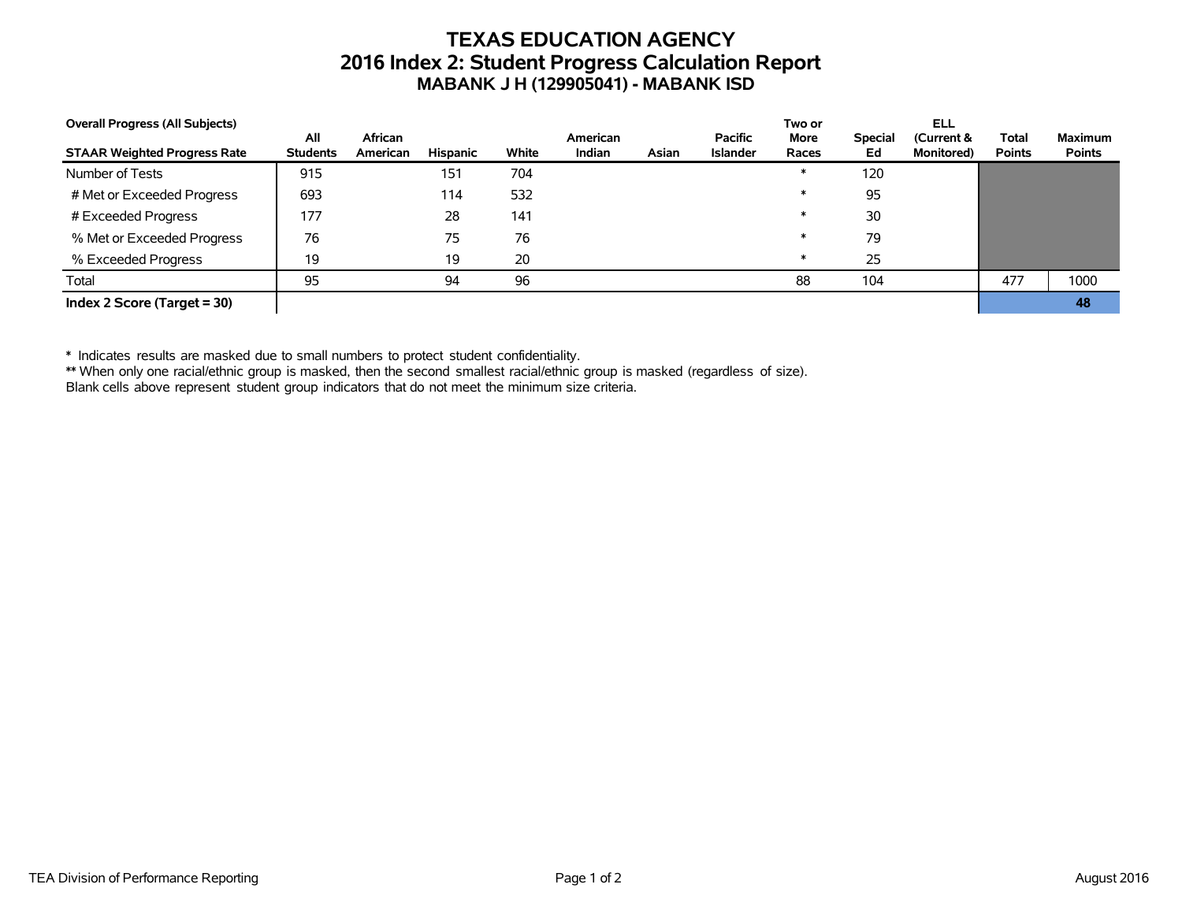# TEXAS EDUCATION AGENCY
## 2016 Index 2: Student Progress Calculation Report
### MABANK J H (129905041) - MABANK ISD

| Overall Progress (All Subjects)<br>STAAR Weighted Progress Rate | All Students | African American | Hispanic | White | American Indian | Asian | Pacific Islander | Two or More Races | Special Ed | ELL (Current & Monitored) | Total Points | Maximum Points |
|---|---|---|---|---|---|---|---|---|---|---|---|---|
| Number of Tests | 915 | | 151 | 704 | | | | * | 120 | | | |
| # Met or Exceeded Progress | 693 | | 114 | 532 | | | | * | 95 | | | |
| # Exceeded Progress | 177 | | 28 | 141 | | | | * | 30 | | | |
| % Met or Exceeded Progress | 76 | | 75 | 76 | | | | * | 79 | | | |
| % Exceeded Progress | 19 | | 19 | 20 | | | | * | 25 | | | |
| Total | 95 | | 94 | 96 | | | | 88 | 104 | | 477 | 1000 |
| **Index 2 Score (Target = 30)** | | | | | | | | | | | | **48** |

\* Indicates results are masked due to small numbers to protect student confidentiality.
\*\* When only one racial/ethnic group is masked, then the second smallest racial/ethnic group is masked (regardless of size).
Blank cells above represent student group indicators that do not meet the minimum size criteria.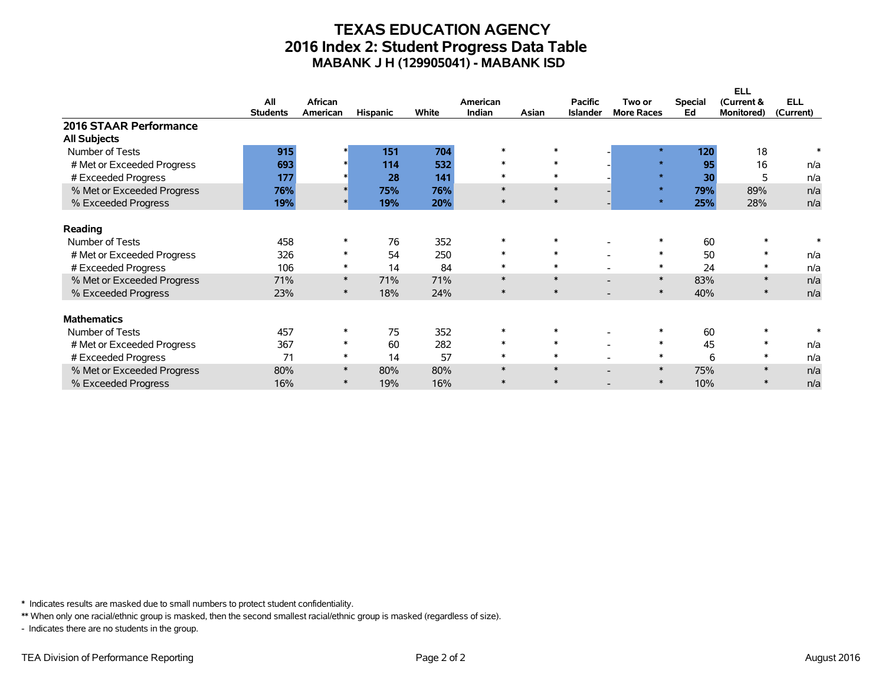# TEXAS EDUCATION AGENCY
## 2016 Index 2: Student Progress Data Table
### MABANK J H (129905041) - MABANK ISD

| | All Students | African American | Hispanic | White | American Indian | Asian | Pacific Islander | Two or More Races | Special Ed | ELL (Current & Monitored) | ELL (Current) |
|---|---|---|---|---|---|---|---|---|---|---|---|
| **2016 STAAR Performance** | | | | | | | | | | | |
| **All Subjects** | | | | | | | | | | | |
| Number of Tests | **915** | * | **151** | **704** | * | * | - | * | **120** | 18 | * |
| # Met or Exceeded Progress | **693** | * | **114** | **532** | * | * | - | * | **95** | 16 | n/a |
| # Exceeded Progress | **177** | * | **28** | **141** | * | * | - | * | **30** | 5 | n/a |
| % Met or Exceeded Progress | **76%** | * | **75%** | **76%** | * | * | - | * | **79%** | 89% | n/a |
| % Exceeded Progress | **19%** | * | **19%** | **20%** | * | * | - | * | **25%** | 28% | n/a |
| **Reading** | | | | | | | | | | | |
| Number of Tests | 458 | * | 76 | 352 | * | * | - | * | 60 | * | * |
| # Met or Exceeded Progress | 326 | * | 54 | 250 | * | * | - | * | 50 | * | n/a |
| # Exceeded Progress | 106 | * | 14 | 84 | * | * | - | * | 24 | * | n/a |
| % Met or Exceeded Progress | 71% | * | 71% | 71% | * | * | - | * | 83% | * | n/a |
| % Exceeded Progress | 23% | * | 18% | 24% | * | * | - | * | 40% | * | n/a |
| **Mathematics** | | | | | | | | | | | |
| Number of Tests | 457 | * | 75 | 352 | * | * | - | * | 60 | * | * |
| # Met or Exceeded Progress | 367 | * | 60 | 282 | * | * | - | * | 45 | * | n/a |
| # Exceeded Progress | 71 | * | 14 | 57 | * | * | - | * | 6 | * | n/a |
| % Met or Exceeded Progress | 80% | * | 80% | 80% | * | * | - | * | 75% | * | n/a |
| % Exceeded Progress | 16% | * | 19% | 16% | * | * | - | * | 10% | * | n/a |

\* Indicates results are masked due to small numbers to protect student confidentiality.

** When only one racial/ethnic group is masked, then the second smallest racial/ethnic group is masked (regardless of size).

\- Indicates there are no students in the group.

TEA Division of Performance Reporting

August 2016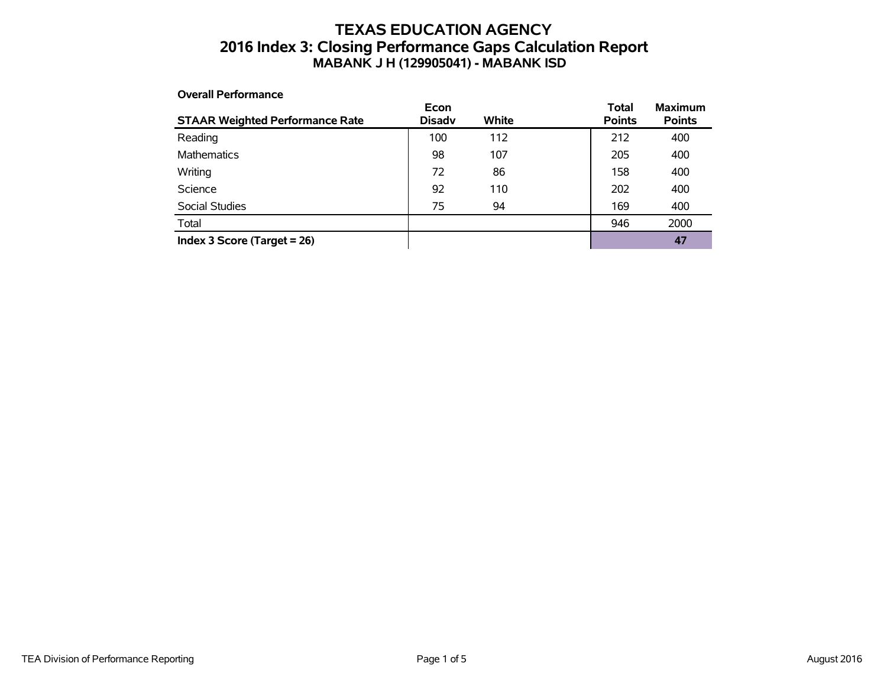# TEXAS EDUCATION AGENCY
## 2016 Index 3: Closing Performance Gaps Calculation Report
### MABANK J H (129905041) - MABANK ISD

**Overall Performance**

| STAAR Weighted Performance Rate | Econ Disadv | White | Total Points | Maximum Points |
|---|---|---|---|---|
| Reading | 100 | 112 | 212 | 400 |
| Mathematics | 98 | 107 | 205 | 400 |
| Writing | 72 | 86 | 158 | 400 |
| Science | 92 | 110 | 202 | 400 |
| Social Studies | 75 | 94 | 169 | 400 |
| Total | | | 946 | 2000 |
| **Index 3 Score (Target = 26)** | | | | **47** |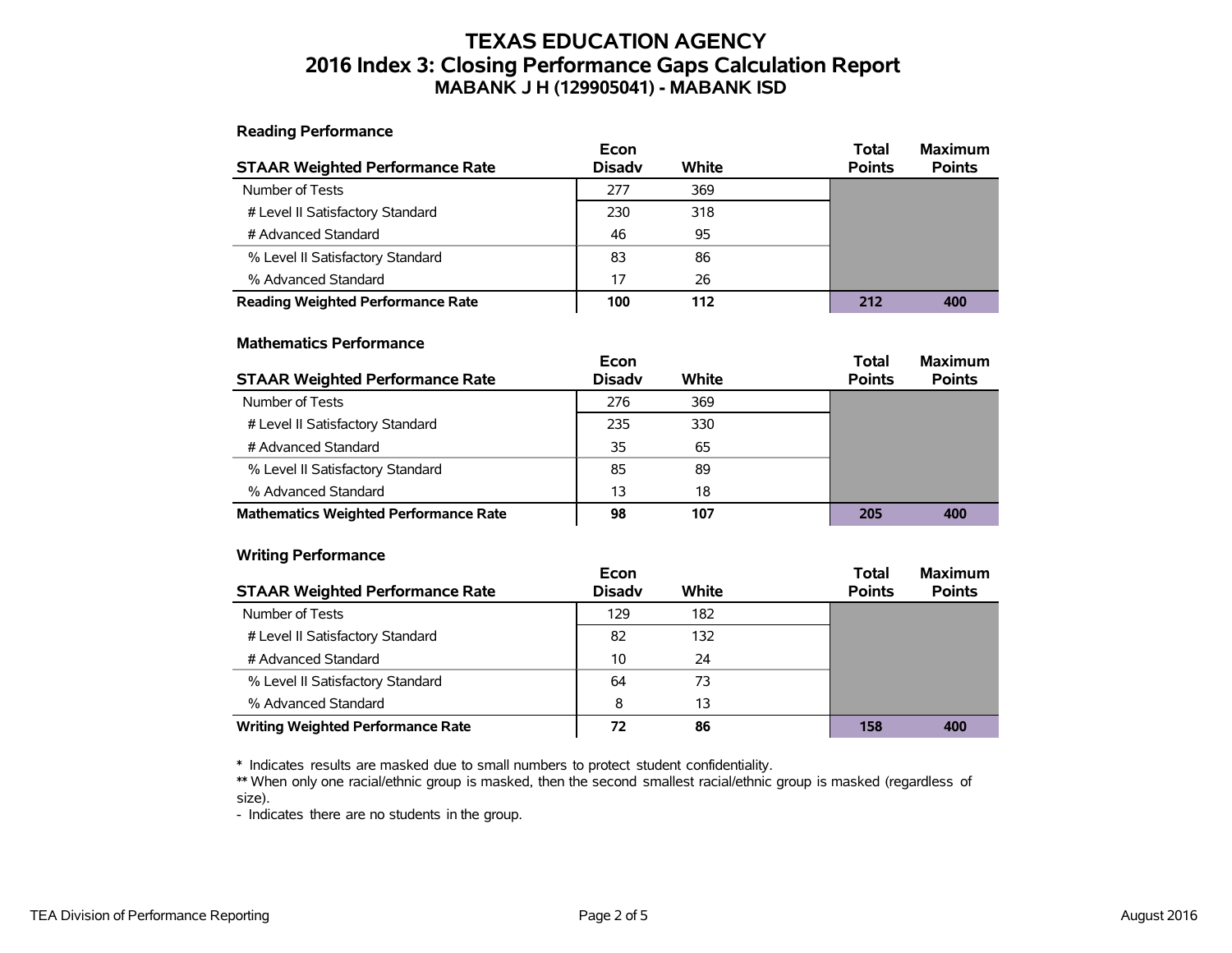# TEXAS EDUCATION AGENCY
## 2016 Index 3: Closing Performance Gaps Calculation Report
### MABANK J H (129905041) - MABANK ISD

**Reading Performance**

| STAAR Weighted Performance Rate | Econ Disadv | White | Total Points | Maximum Points |
|---|---|---|---|---|
| Number of Tests | 277 | 369 | | |
| # Level II Satisfactory Standard | 230 | 318 | | |
| # Advanced Standard | 46 | 95 | | |
| % Level II Satisfactory Standard | 83 | 86 | | |
| % Advanced Standard | 17 | 26 | | |
| **Reading Weighted Performance Rate** | **100** | **112** | **212** | **400** |

**Mathematics Performance**

| STAAR Weighted Performance Rate | Econ Disadv | White | Total Points | Maximum Points |
|---|---|---|---|---|
| Number of Tests | 276 | 369 | | |
| # Level II Satisfactory Standard | 235 | 330 | | |
| # Advanced Standard | 35 | 65 | | |
| % Level II Satisfactory Standard | 85 | 89 | | |
| % Advanced Standard | 13 | 18 | | |
| **Mathematics Weighted Performance Rate** | **98** | **107** | **205** | **400** |

**Writing Performance**

| STAAR Weighted Performance Rate | Econ Disadv | White | Total Points | Maximum Points |
|---|---|---|---|---|
| Number of Tests | 129 | 182 | | |
| # Level II Satisfactory Standard | 82 | 132 | | |
| # Advanced Standard | 10 | 24 | | |
| % Level II Satisfactory Standard | 64 | 73 | | |
| % Advanced Standard | 8 | 13 | | |
| **Writing Weighted Performance Rate** | **72** | **86** | **158** | **400** |

**\*** Indicates results are masked due to small numbers to protect student confidentiality.
**\*\*** When only one racial/ethnic group is masked, then the second smallest racial/ethnic group is masked (regardless of size).
\- Indicates there are no students in the group.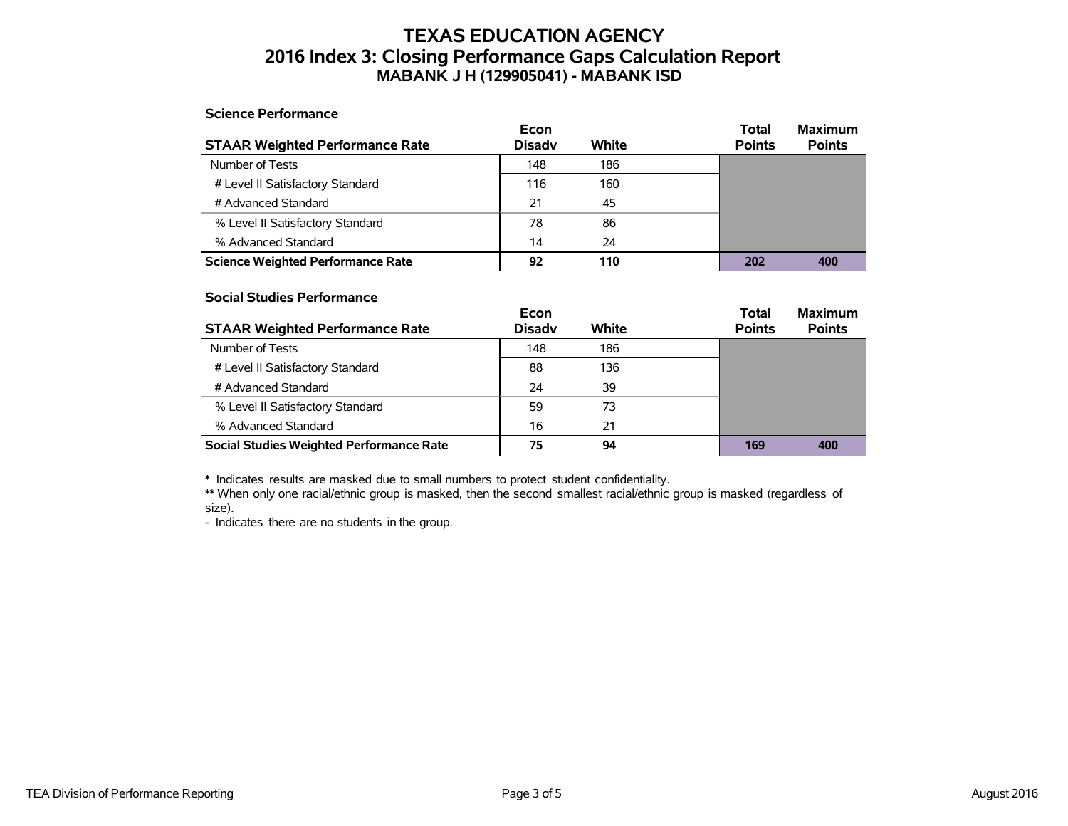# TEXAS EDUCATION AGENCY
## 2016 Index 3: Closing Performance Gaps Calculation Report
### MABANK J H (129905041) - MABANK ISD

**Science Performance**

| STAAR Weighted Performance Rate | Econ Disadv | White | Total Points | Maximum Points |
|---|---|---|---|---|
| Number of Tests | 148 | 186 | | |
| # Level II Satisfactory Standard | 116 | 160 | | |
| # Advanced Standard | 21 | 45 | | |
| % Level II Satisfactory Standard | 78 | 86 | | |
| % Advanced Standard | 14 | 24 | | |
| **Science Weighted Performance Rate** | **92** | **110** | **202** | **400** |

**Social Studies Performance**

| STAAR Weighted Performance Rate | Econ Disadv | White | Total Points | Maximum Points |
|---|---|---|---|---|
| Number of Tests | 148 | 186 | | |
| # Level II Satisfactory Standard | 88 | 136 | | |
| # Advanced Standard | 24 | 39 | | |
| % Level II Satisfactory Standard | 59 | 73 | | |
| % Advanced Standard | 16 | 21 | | |
| **Social Studies Weighted Performance Rate** | **75** | **94** | **169** | **400** |

**\*** Indicates results are masked due to small numbers to protect student confidentiality.
**\*\*** When only one racial/ethnic group is masked, then the second smallest racial/ethnic group is masked (regardless of size).
\- Indicates there are no students in the group.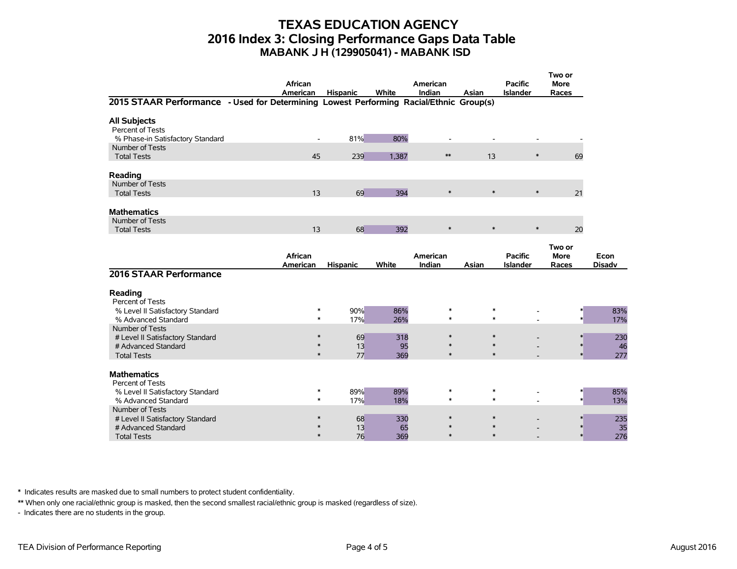# TEXAS EDUCATION AGENCY
## 2016 Index 3: Closing Performance Gaps Data Table
### MABANK J H (129905041) - MABANK ISD

| | African American | Hispanic | White | American Indian | Asian | Pacific Islander | Two or More Races |
|---|---|---|---|---|---|---|---|
| **2015 STAAR Performance - Used for Determining Lowest Performing Racial/Ethnic Group(s)** | | | | | | | |
| **All Subjects** | | | | | | | |
| Percent of Tests | | | | | | | |
| % Phase-in Satisfactory Standard | - | 81% | 80% | - | - | - | - |
| Number of Tests | | | | | | | |
| Total Tests | 45 | 239 | 1,387 | ** | 13 | * | 69 |
| **Reading** | | | | | | | |
| Number of Tests | | | | | | | |
| Total Tests | 13 | 69 | 394 | * | * | * | 21 |
| **Mathematics** | | | | | | | |
| Number of Tests | | | | | | | |
| Total Tests | 13 | 68 | 392 | * | * | * | 20 |

| | African American | Hispanic | White | American Indian | Asian | Pacific Islander | Two or More Races | Econ Disadv |
|---|---|---|---|---|---|---|---|---|
| **2016 STAAR Performance** | | | | | | | | |
| **Reading** | | | | | | | | |
| Percent of Tests | | | | | | | | |
| % Level II Satisfactory Standard | * | 90% | 86% | * | * | - | * | 83% |
| % Advanced Standard | * | 17% | 26% | * | * | - | * | 17% |
| Number of Tests | | | | | | | | |
| # Level II Satisfactory Standard | * | 69 | 318 | * | * | - | * | 230 |
| # Advanced Standard | * | 13 | 95 | * | * | - | * | 46 |
| Total Tests | * | 77 | 369 | * | * | - | * | 277 |
| **Mathematics** | | | | | | | | |
| Percent of Tests | | | | | | | | |
| % Level II Satisfactory Standard | * | 89% | 89% | * | * | - | * | 85% |
| % Advanced Standard | * | 17% | 18% | * | * | - | * | 13% |
| Number of Tests | | | | | | | | |
| # Level II Satisfactory Standard | * | 68 | 330 | * | * | - | * | 235 |
| # Advanced Standard | * | 13 | 65 | * | * | - | * | 35 |
| Total Tests | * | 76 | 369 | * | * | - | * | 276 |

**\*** Indicates results are masked due to small numbers to protect student confidentiality.

**\*\*** When only one racial/ethnic group is masked, then the second smallest racial/ethnic group is masked (regardless of size).

\- Indicates there are no students in the group.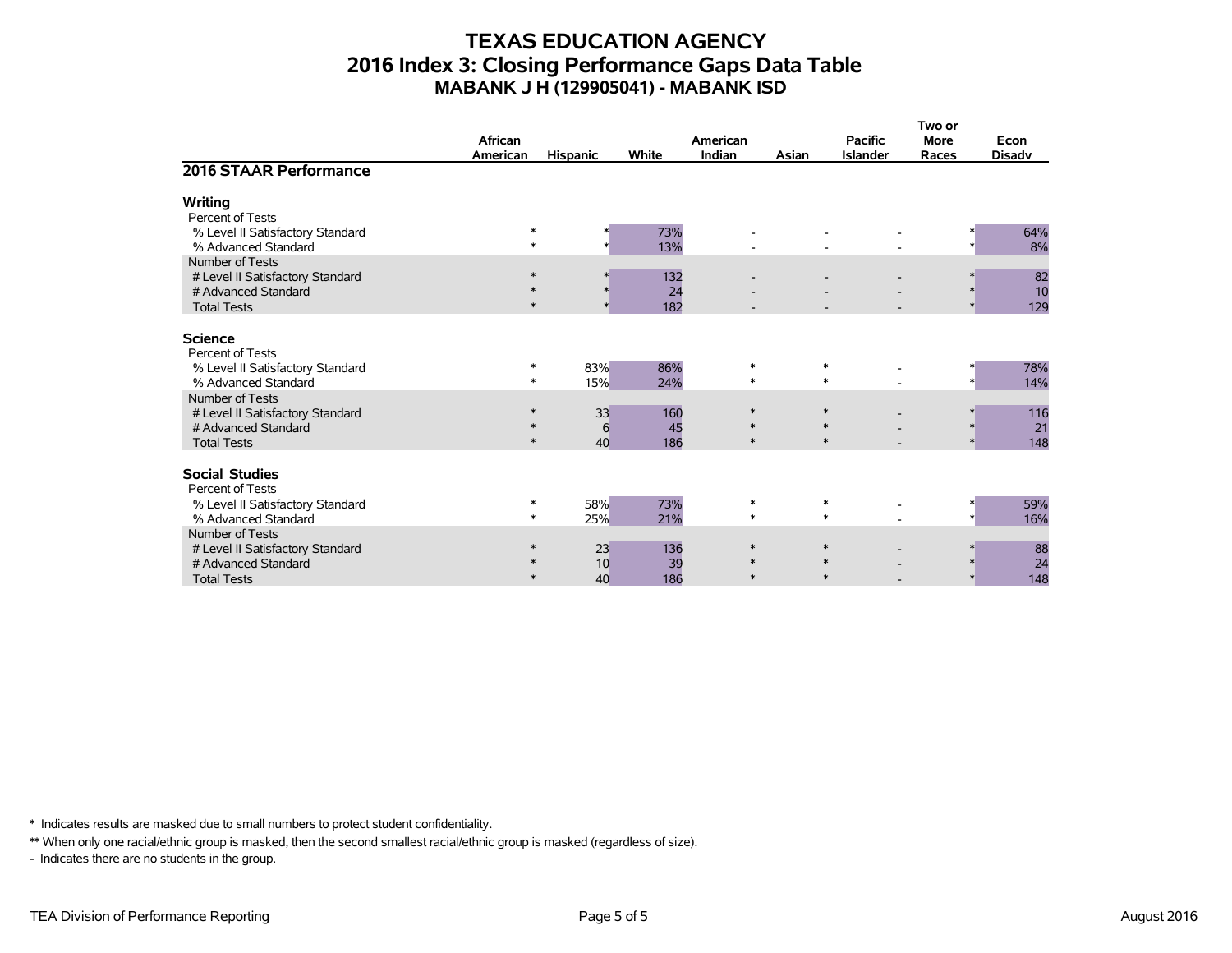# TEXAS EDUCATION AGENCY
## 2016 Index 3: Closing Performance Gaps Data Table
### MABANK J H (129905041) - MABANK ISD

| 2016 STAAR Performance | African American | Hispanic | White | American Indian | Asian | Pacific Islander | Two or More Races | Econ Disadv |
|---|---|---|---|---|---|---|---|---|
| **Writing** | | | | | | | | |
| Percent of Tests | | | | | | | | |
| % Level II Satisfactory Standard | * | * | 73% | - | - | - | * | 64% |
| % Advanced Standard | * | * | 13% | - | - | - | * | 8% |
| Number of Tests | | | | | | | | |
| # Level II Satisfactory Standard | * | * | 132 | - | - | - | * | 82 |
| # Advanced Standard | * | * | 24 | - | - | - | * | 10 |
| Total Tests | * | * | 182 | - | - | - | * | 129 |
| **Science** | | | | | | | | |
| Percent of Tests | | | | | | | | |
| % Level II Satisfactory Standard | * | 83% | 86% | * | * | - | * | 78% |
| % Advanced Standard | * | 15% | 24% | * | * | - | * | 14% |
| Number of Tests | | | | | | | | |
| # Level II Satisfactory Standard | * | 33 | 160 | * | * | - | * | 116 |
| # Advanced Standard | * | 6 | 45 | * | * | - | * | 21 |
| Total Tests | * | 40 | 186 | * | * | - | * | 148 |
| **Social Studies** | | | | | | | | |
| Percent of Tests | | | | | | | | |
| % Level II Satisfactory Standard | * | 58% | 73% | * | * | - | * | 59% |
| % Advanced Standard | * | 25% | 21% | * | * | - | * | 16% |
| Number of Tests | | | | | | | | |
| # Level II Satisfactory Standard | * | 23 | 136 | * | * | - | * | 88 |
| # Advanced Standard | * | 10 | 39 | * | * | - | * | 24 |
| Total Tests | * | 40 | 186 | * | * | - | * | 148 |

\* Indicates results are masked due to small numbers to protect student confidentiality.

** When only one racial/ethnic group is masked, then the second smallest racial/ethnic group is masked (regardless of size).

\- Indicates there are no students in the group.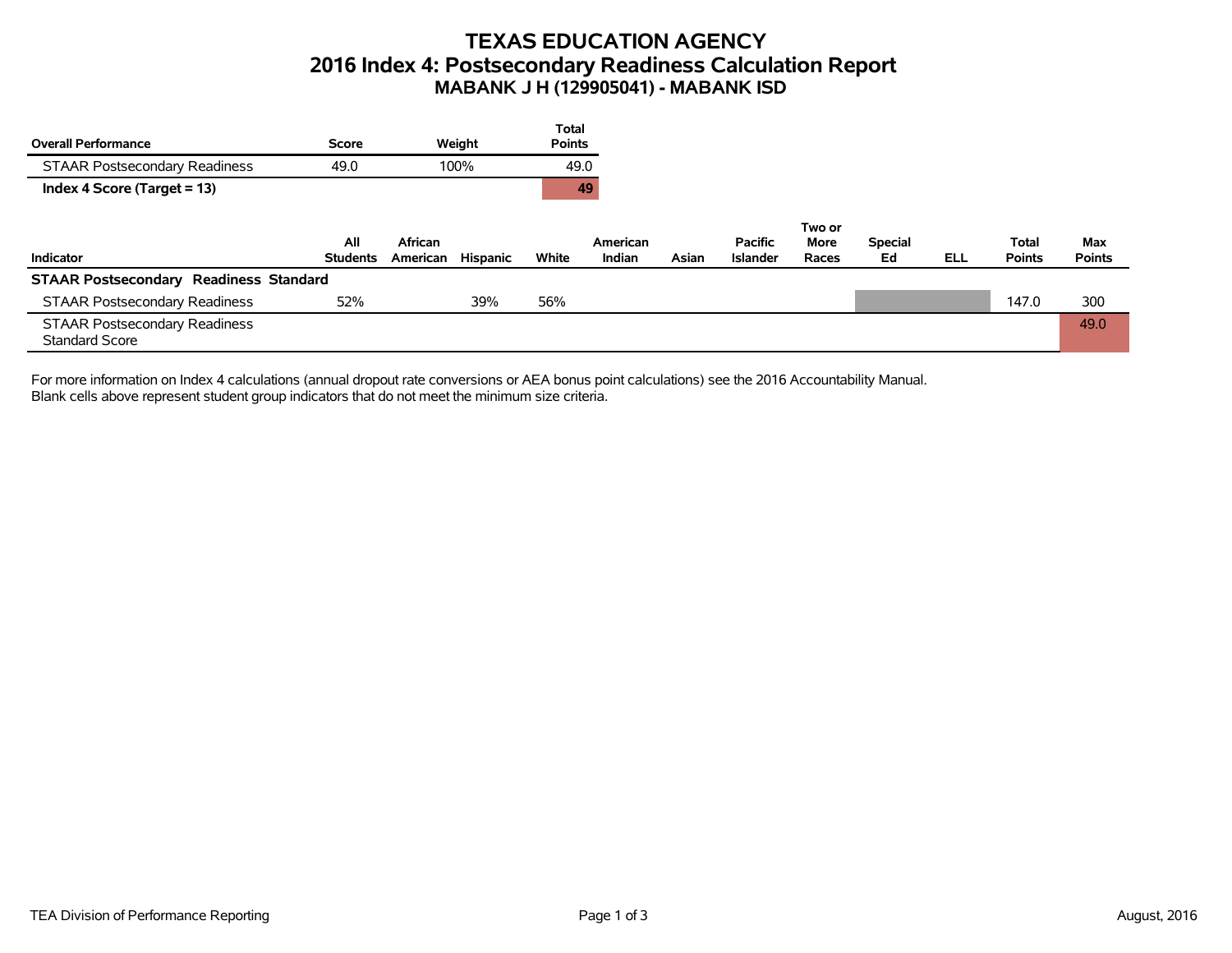# TEXAS EDUCATION AGENCY
## 2016 Index 4: Postsecondary Readiness Calculation Report
### MABANK J H (129905041) - MABANK ISD

| Overall Performance | Score | Weight | Total Points |
|---|---|---|---|
| STAAR Postsecondary Readiness | 49.0 | 100% | 49.0 |
| **Index 4 Score (Target = 13)** | | | **49** |

| Indicator | All Students | African American | Hispanic | White | American Indian | Asian | Pacific Islander | Two or More Races | Special Ed | ELL | Total Points | Max Points |
|---|---|---|---|---|---|---|---|---|---|---|---|---|
| **STAAR Postsecondary Readiness Standard** | | | | | | | | | | | | |
| STAAR Postsecondary Readiness | 52% | | 39% | 56% | | | | | | | 147.0 | 300 |
| STAAR Postsecondary Readiness Standard Score | | | | | | | | | | | | 49.0 |

For more information on Index 4 calculations (annual dropout rate conversions or AEA bonus point calculations) see the 2016 Accountability Manual.
Blank cells above represent student group indicators that do not meet the minimum size criteria.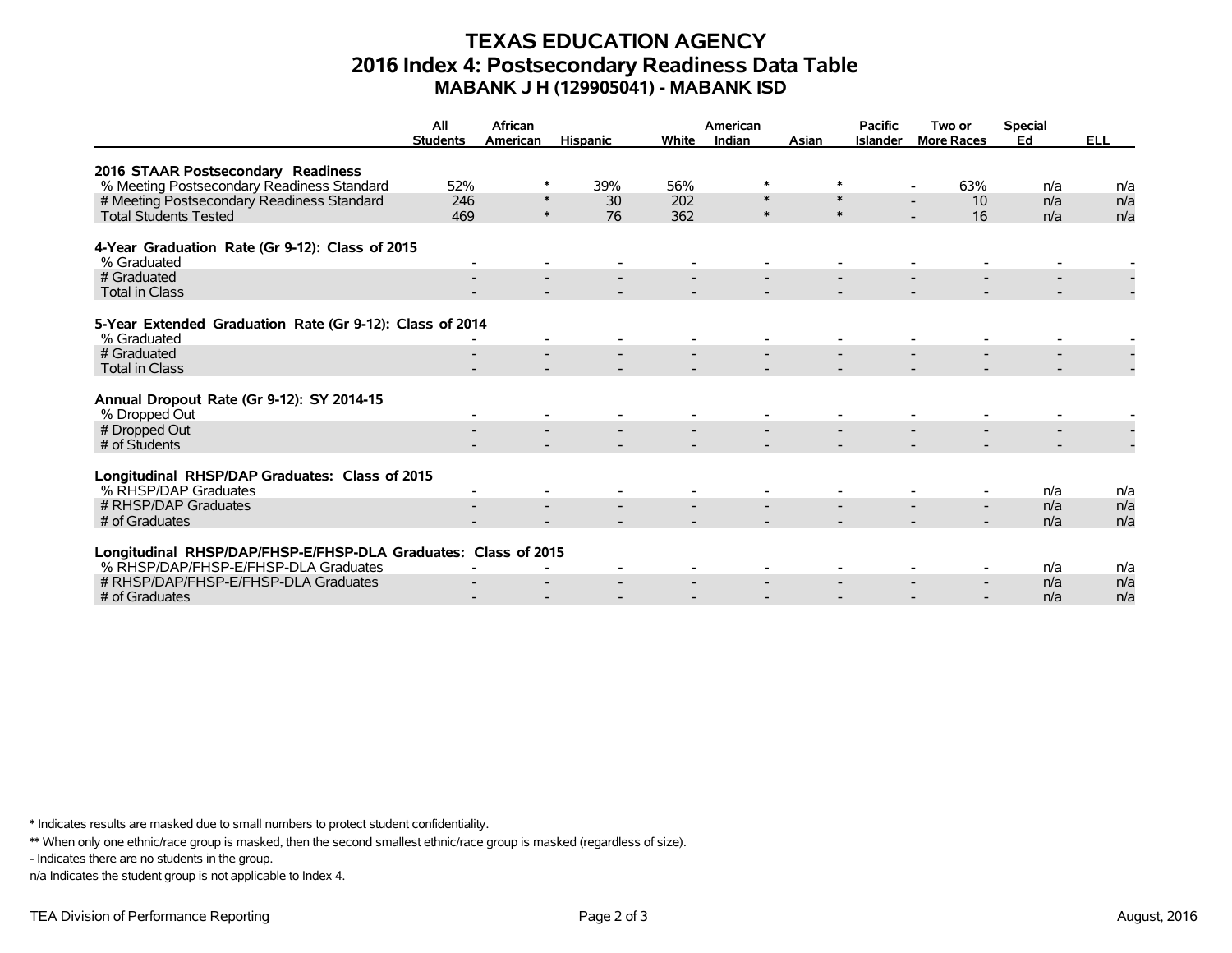# TEXAS EDUCATION AGENCY
## 2016 Index 4: Postsecondary Readiness Data Table
### MABANK J H (129905041) - MABANK ISD

| | All Students | African American | Hispanic | White | American Indian | Asian | Pacific Islander | Two or More Races | Special Ed | ELL |
|---|---|---|---|---|---|---|---|---|---|---|
| **2016 STAAR Postsecondary Readiness** | | | | | | | | | | |
| % Meeting Postsecondary Readiness Standard | 52% | * | 39% | 56% | * | * | - | 63% | n/a | n/a |
| # Meeting Postsecondary Readiness Standard | 246 | * | 30 | 202 | * | * | - | 10 | n/a | n/a |
| Total Students Tested | 469 | * | 76 | 362 | * | * | - | 16 | n/a | n/a |
| **4-Year Graduation Rate (Gr 9-12): Class of 2015** | | | | | | | | | | |
| % Graduated | - | - | - | - | - | - | - | - | - | - |
| # Graduated | - | - | - | - | - | - | - | - | - | - |
| Total in Class | - | - | - | - | - | - | - | - | - | - |
| **5-Year Extended Graduation Rate (Gr 9-12): Class of 2014** | | | | | | | | | | |
| % Graduated | - | - | - | - | - | - | - | - | - | - |
| # Graduated | - | - | - | - | - | - | - | - | - | - |
| Total in Class | - | - | - | - | - | - | - | - | - | - |
| **Annual Dropout Rate (Gr 9-12): SY 2014-15** | | | | | | | | | | |
| % Dropped Out | - | - | - | - | - | - | - | - | - | - |
| # Dropped Out | - | - | - | - | - | - | - | - | - | - |
| # of Students | - | - | - | - | - | - | - | - | - | - |
| **Longitudinal RHSP/DAP Graduates: Class of 2015** | | | | | | | | | | |
| % RHSP/DAP Graduates | - | - | - | - | - | - | - | - | n/a | n/a |
| # RHSP/DAP Graduates | - | - | - | - | - | - | - | - | n/a | n/a |
| # of Graduates | - | - | - | - | - | - | - | - | n/a | n/a |
| **Longitudinal RHSP/DAP/FHSP-E/FHSP-DLA Graduates: Class of 2015** | | | | | | | | | | |
| % RHSP/DAP/FHSP-E/FHSP-DLA Graduates | - | - | - | - | - | - | - | - | n/a | n/a |
| # RHSP/DAP/FHSP-E/FHSP-DLA Graduates | - | - | - | - | - | - | - | - | n/a | n/a |
| # of Graduates | - | - | - | - | - | - | - | - | n/a | n/a |

**\*** Indicates results are masked due to small numbers to protect student confidentiality.

**\*\*** When only one ethnic/race group is masked, then the second smallest ethnic/race group is masked (regardless of size).

- Indicates there are no students in the group.

n/a Indicates the student group is not applicable to Index 4.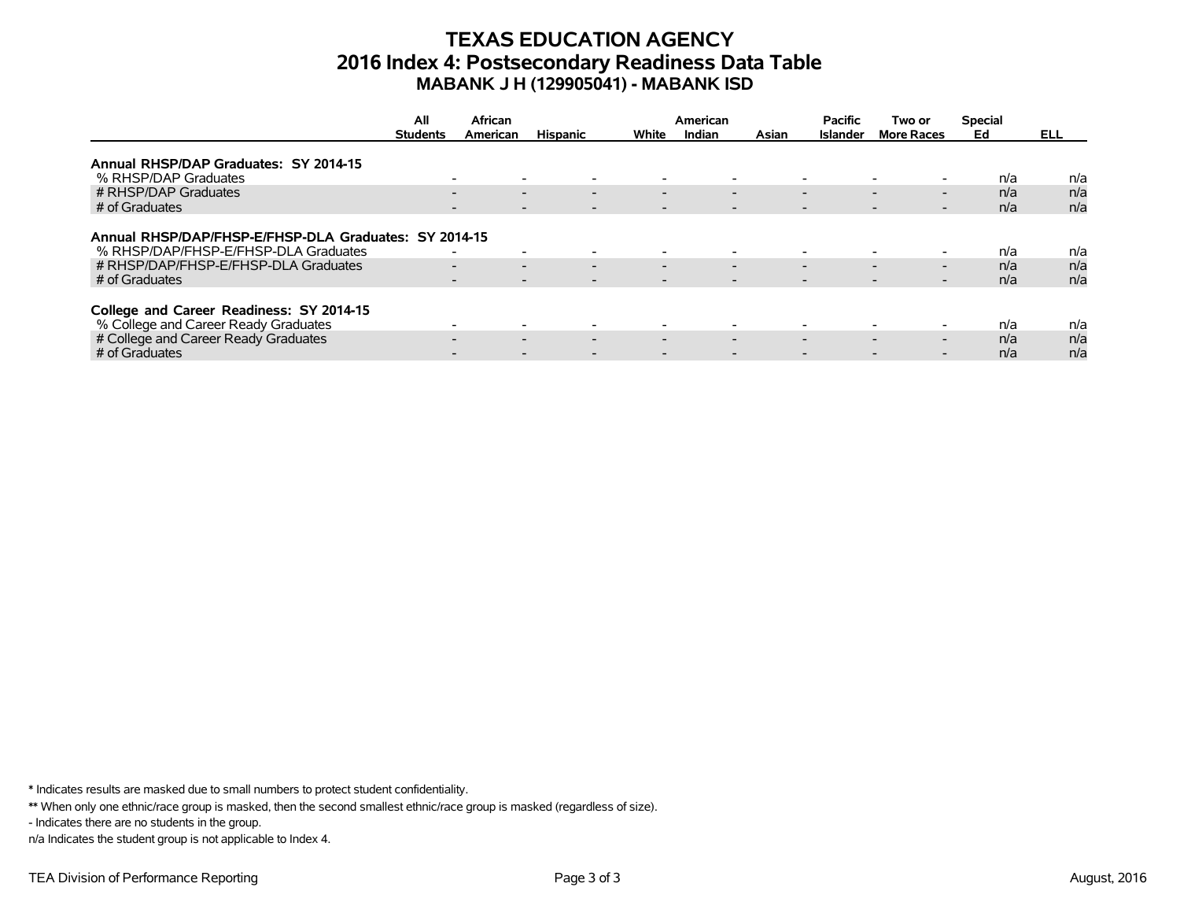# TEXAS EDUCATION AGENCY
## 2016 Index 4: Postsecondary Readiness Data Table
### MABANK J H (129905041) - MABANK ISD

| | All Students | African American | Hispanic | White | American Indian | Asian | Pacific Islander | Two or More Races | Special Ed | ELL |
|---|---|---|---|---|---|---|---|---|---|---|
| **Annual RHSP/DAP Graduates: SY 2014-15** | | | | | | | | | | |
| % RHSP/DAP Graduates | - | - | - | - | - | - | - | - | n/a | n/a |
| # RHSP/DAP Graduates | - | - | - | - | - | - | - | - | n/a | n/a |
| # of Graduates | - | - | - | - | - | - | - | - | n/a | n/a |
| **Annual RHSP/DAP/FHSP-E/FHSP-DLA Graduates: SY 2014-15** | | | | | | | | | | |
| % RHSP/DAP/FHSP-E/FHSP-DLA Graduates | - | - | - | - | - | - | - | - | n/a | n/a |
| # RHSP/DAP/FHSP-E/FHSP-DLA Graduates | - | - | - | - | - | - | - | - | n/a | n/a |
| # of Graduates | - | - | - | - | - | - | - | - | n/a | n/a |
| **College and Career Readiness: SY 2014-15** | | | | | | | | | | |
| % College and Career Ready Graduates | - | - | - | - | - | - | - | - | n/a | n/a |
| # College and Career Ready Graduates | - | - | - | - | - | - | - | - | n/a | n/a |
| # of Graduates | - | - | - | - | - | - | - | - | n/a | n/a |

* Indicates results are masked due to small numbers to protect student confidentiality.

** When only one ethnic/race group is masked, then the second smallest ethnic/race group is masked (regardless of size).

- Indicates there are no students in the group.

n/a Indicates the student group is not applicable to Index 4.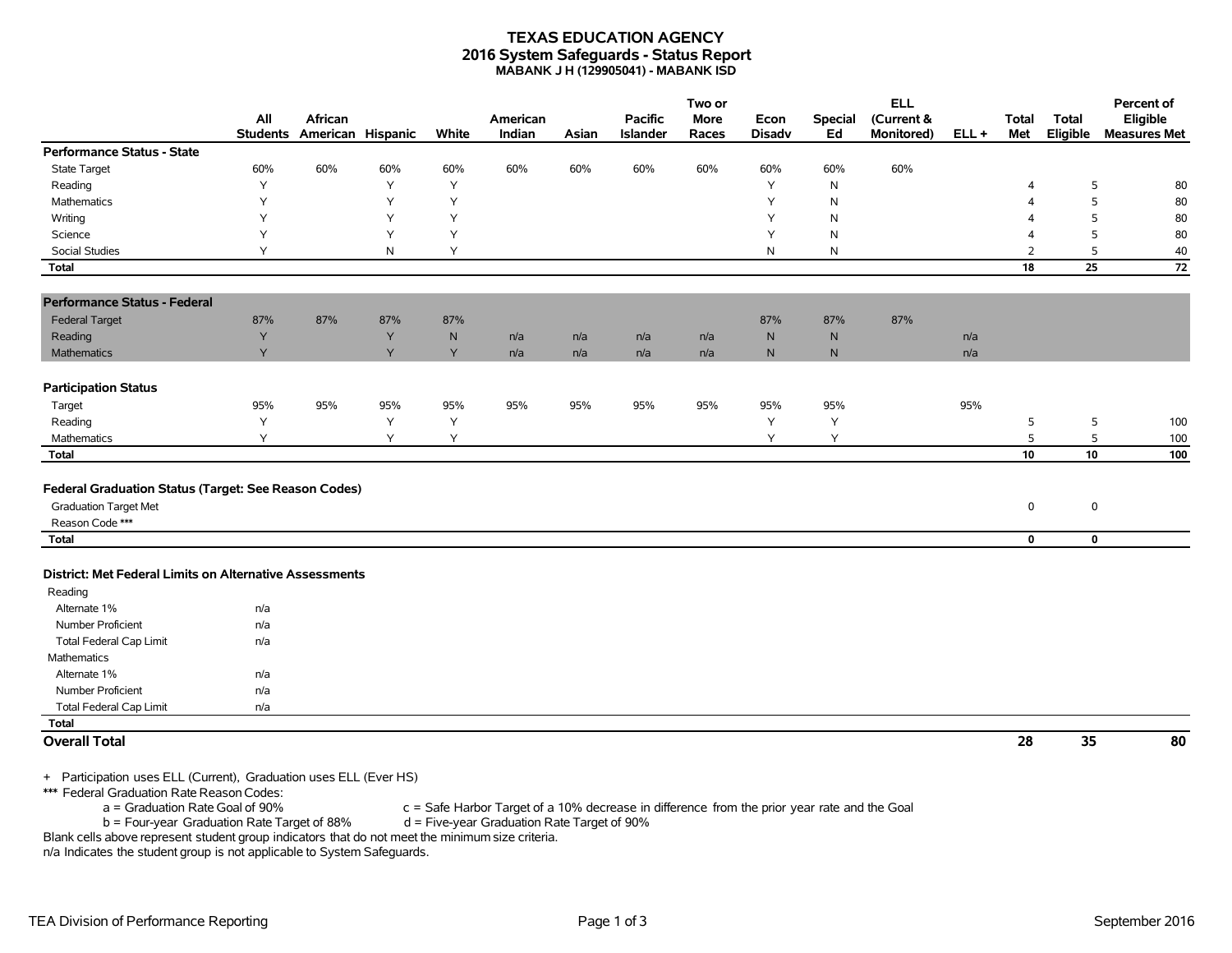# TEXAS EDUCATION AGENCY
## 2016 System Safeguards - Status Report
### MABANK J H (129905041) - MABANK ISD

| | All Students | African American | Hispanic | White | American Indian | Asian | Pacific Islander | Two or More Races | Econ Disadv | Special Ed | ELL (Current & Monitored) | ELL + | Total Met | Total Eligible | Percent of Eligible Measures Met |
|---|---|---|---|---|---|---|---|---|---|---|---|---|---|---|---|
| **Performance Status - State** | | | | | | | | | | | | | | | |
| State Target | 60% | 60% | 60% | 60% | 60% | 60% | 60% | 60% | 60% | 60% | 60% | | | | |
| Reading | Y | | Y | Y | | | | | Y | N | | | 4 | 5 | 80 |
| Mathematics | Y | | Y | Y | | | | | Y | N | | | 4 | 5 | 80 |
| Writing | Y | | Y | Y | | | | | Y | N | | | 4 | 5 | 80 |
| Science | Y | | Y | Y | | | | | Y | N | | | 4 | 5 | 80 |
| Social Studies | Y | | N | Y | | | | | N | N | | | 2 | 5 | 40 |
| **Total** | | | | | | | | | | | | | **18** | **25** | **72** |
| **Performance Status - Federal** | | | | | | | | | | | | | | | |
| Federal Target | 87% | 87% | 87% | 87% | | | | | 87% | 87% | 87% | | | | |
| Reading | Y | | Y | N | n/a | n/a | n/a | n/a | N | N | | n/a | | | |
| Mathematics | Y | | Y | Y | n/a | n/a | n/a | n/a | N | N | | n/a | | | |
| **Participation Status** | | | | | | | | | | | | | | | |
| Target | 95% | 95% | 95% | 95% | 95% | 95% | 95% | 95% | 95% | 95% | | 95% | | | |
| Reading | Y | | Y | Y | | | | | Y | Y | | | 5 | 5 | 100 |
| Mathematics | Y | | Y | Y | | | | | Y | Y | | | 5 | 5 | 100 |
| **Total** | | | | | | | | | | | | | **10** | **10** | **100** |
| **Federal Graduation Status (Target: See Reason Codes)** | | | | | | | | | | | | | | | |
| Graduation Target Met | | | | | | | | | | | | | 0 | 0 | |
| Reason Code *** | | | | | | | | | | | | | | | |
| **Total** | | | | | | | | | | | | | **0** | **0** | |
| **District: Met Federal Limits on Alternative Assessments** | | | | | | | | | | | | | | | |
| Reading | | | | | | | | | | | | | | | |
| Alternate 1% | n/a | | | | | | | | | | | | | | |
| Number Proficient | n/a | | | | | | | | | | | | | | |
| Total Federal Cap Limit | n/a | | | | | | | | | | | | | | |
| Mathematics | | | | | | | | | | | | | | | |
| Alternate 1% | n/a | | | | | | | | | | | | | | |
| Number Proficient | n/a | | | | | | | | | | | | | | |
| Total Federal Cap Limit | n/a | | | | | | | | | | | | | | |
| **Total** | | | | | | | | | | | | | | | |
| **Overall Total** | | | | | | | | | | | | | **28** | **35** | **80** |

+ Participation uses ELL (Current), Graduation uses ELL (Ever HS)

*** Federal Graduation Rate Reason Codes:

a = Graduation Rate Goal of 90%
b = Four-year Graduation Rate Target of 88%
c = Safe Harbor Target of a 10% decrease in difference from the prior year rate and the Goal
d = Five-year Graduation Rate Target of 90%

Blank cells above represent student group indicators that do not meet the minimum size criteria.

n/a Indicates the student group is not applicable to System Safeguards.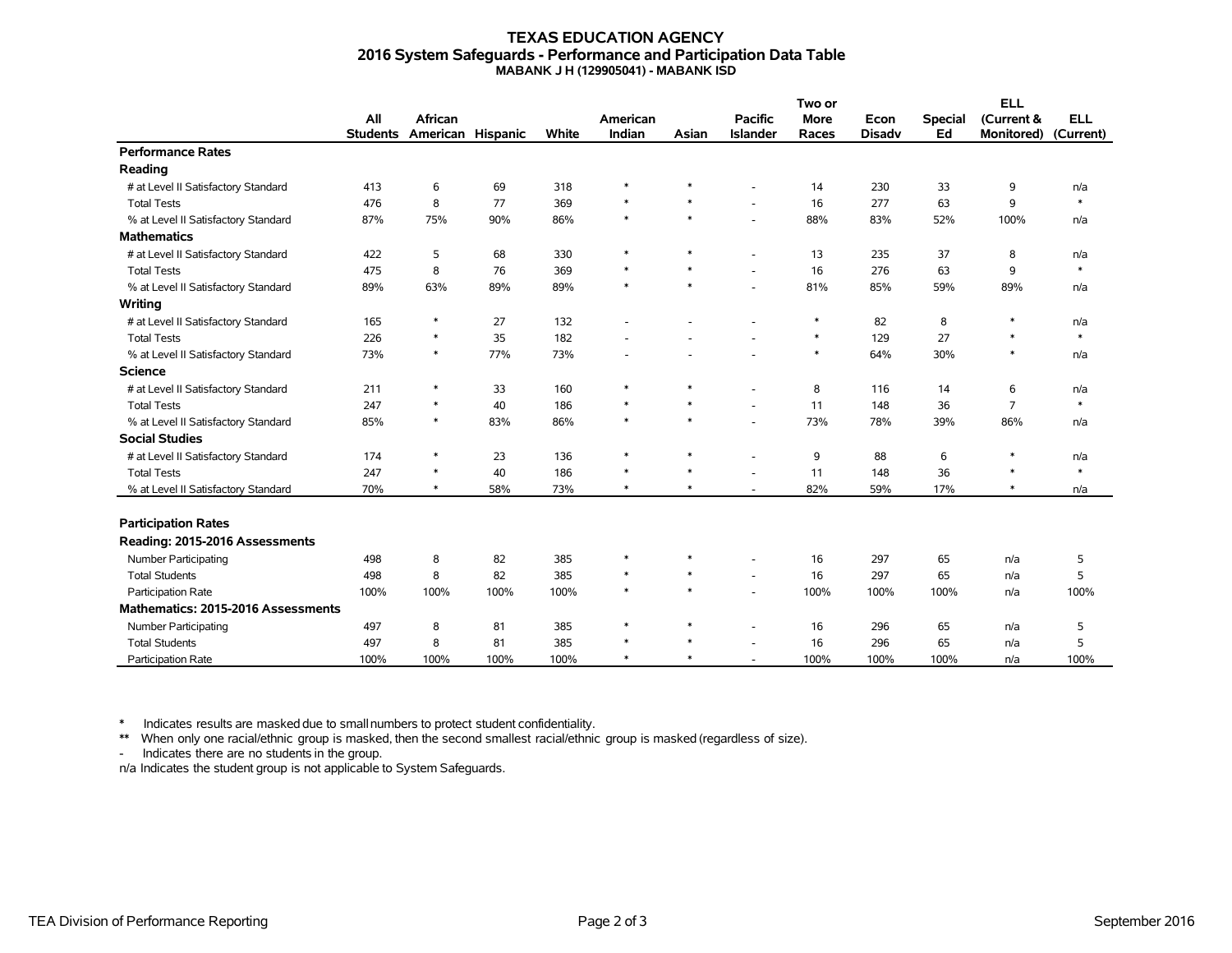# TEXAS EDUCATION AGENCY
## 2016 System Safeguards - Performance and Participation Data Table
### MABANK J H (129905041) - MABANK ISD

| | All Students | African American | Hispanic | White | American Indian | Asian | Pacific Islander | Two or More Races | Econ Disadv | Special Ed | ELL (Current & Monitored) | ELL (Current) |
|---|---|---|---|---|---|---|---|---|---|---|---|---|
| **Performance Rates** | | | | | | | | | | | | |
| **Reading** | | | | | | | | | | | | |
| # at Level II Satisfactory Standard | 413 | 6 | 69 | 318 | * | * | - | 14 | 230 | 33 | 9 | n/a |
| Total Tests | 476 | 8 | 77 | 369 | * | * | - | 16 | 277 | 63 | 9 | * |
| % at Level II Satisfactory Standard | 87% | 75% | 90% | 86% | * | * | - | 88% | 83% | 52% | 100% | n/a |
| **Mathematics** | | | | | | | | | | | | |
| # at Level II Satisfactory Standard | 422 | 5 | 68 | 330 | * | * | - | 13 | 235 | 37 | 8 | n/a |
| Total Tests | 475 | 8 | 76 | 369 | * | * | - | 16 | 276 | 63 | 9 | * |
| % at Level II Satisfactory Standard | 89% | 63% | 89% | 89% | * | * | - | 81% | 85% | 59% | 89% | n/a |
| **Writing** | | | | | | | | | | | | |
| # at Level II Satisfactory Standard | 165 | * | 27 | 132 | - | - | - | * | 82 | 8 | * | n/a |
| Total Tests | 226 | * | 35 | 182 | - | - | - | * | 129 | 27 | * | * |
| % at Level II Satisfactory Standard | 73% | * | 77% | 73% | - | - | - | * | 64% | 30% | * | n/a |
| **Science** | | | | | | | | | | | | |
| # at Level II Satisfactory Standard | 211 | * | 33 | 160 | * | * | - | 8 | 116 | 14 | 6 | n/a |
| Total Tests | 247 | * | 40 | 186 | * | * | - | 11 | 148 | 36 | 7 | * |
| % at Level II Satisfactory Standard | 85% | * | 83% | 86% | * | * | - | 73% | 78% | 39% | 86% | n/a |
| **Social Studies** | | | | | | | | | | | | |
| # at Level II Satisfactory Standard | 174 | * | 23 | 136 | * | * | - | 9 | 88 | 6 | * | n/a |
| Total Tests | 247 | * | 40 | 186 | * | * | - | 11 | 148 | 36 | * | * |
| % at Level II Satisfactory Standard | 70% | * | 58% | 73% | * | * | - | 82% | 59% | 17% | * | n/a |
| **Participation Rates** | | | | | | | | | | | | |
| **Reading: 2015-2016 Assessments** | | | | | | | | | | | | |
| Number Participating | 498 | 8 | 82 | 385 | * | * | - | 16 | 297 | 65 | n/a | 5 |
| Total Students | 498 | 8 | 82 | 385 | * | * | - | 16 | 297 | 65 | n/a | 5 |
| Participation Rate | 100% | 100% | 100% | 100% | * | * | - | 100% | 100% | 100% | n/a | 100% |
| **Mathematics: 2015-2016 Assessments** | | | | | | | | | | | | |
| Number Participating | 497 | 8 | 81 | 385 | * | * | - | 16 | 296 | 65 | n/a | 5 |
| Total Students | 497 | 8 | 81 | 385 | * | * | - | 16 | 296 | 65 | n/a | 5 |
| Participation Rate | 100% | 100% | 100% | 100% | * | * | - | 100% | 100% | 100% | n/a | 100% |

\* Indicates results are masked due to small numbers to protect student confidentiality.

** When only one racial/ethnic group is masked, then the second smallest racial/ethnic group is masked (regardless of size).

\- Indicates there are no students in the group.

n/a Indicates the student group is not applicable to System Safeguards.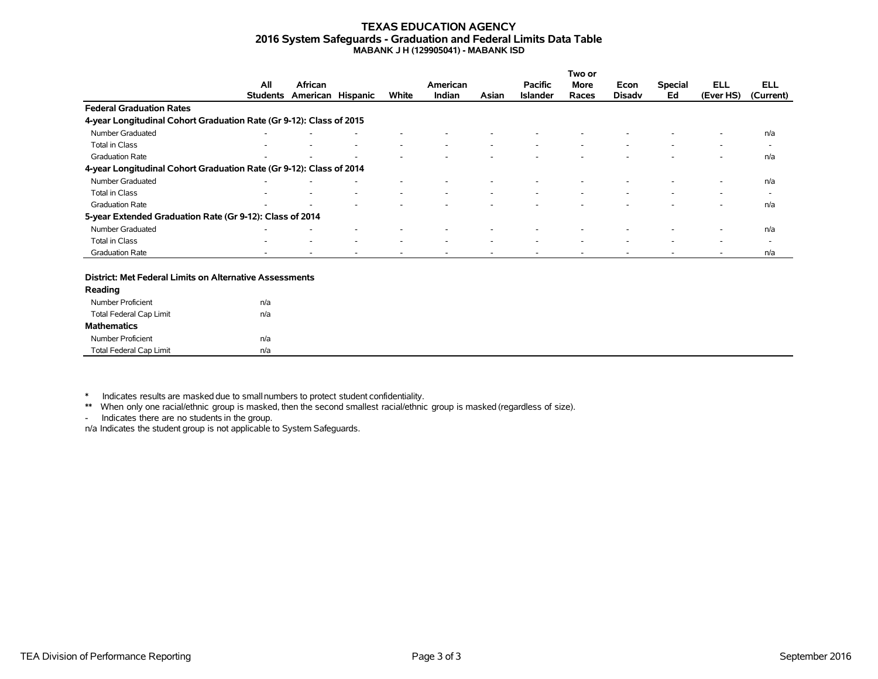# TEXAS EDUCATION AGENCY
## 2016 System Safeguards - Graduation and Federal Limits Data Table
### MABANK J H (129905041) - MABANK ISD

| | All Students | African American | Hispanic | White | American Indian | Asian | Pacific Islander | Two or More Races | Econ Disadv | Special Ed | ELL (Ever HS) | ELL (Current) |
|---|---|---|---|---|---|---|---|---|---|---|---|---|
| **Federal Graduation Rates** | | | | | | | | | | | | |
| **4-year Longitudinal Cohort Graduation Rate (Gr 9-12): Class of 2015** | | | | | | | | | | | | |
| Number Graduated | - | - | - | - | - | - | - | - | - | - | - | n/a |
| Total in Class | - | - | - | - | - | - | - | - | - | - | - | - |
| Graduation Rate | - | - | - | - | - | - | - | - | - | - | - | n/a |
| **4-year Longitudinal Cohort Graduation Rate (Gr 9-12): Class of 2014** | | | | | | | | | | | | |
| Number Graduated | - | - | - | - | - | - | - | - | - | - | - | n/a |
| Total in Class | - | - | - | - | - | - | - | - | - | - | - | - |
| Graduation Rate | - | - | - | - | - | - | - | - | - | - | - | n/a |
| **5-year Extended Graduation Rate (Gr 9-12): Class of 2014** | | | | | | | | | | | | |
| Number Graduated | - | - | - | - | - | - | - | - | - | - | - | n/a |
| Total in Class | - | - | - | - | - | - | - | - | - | - | - | - |
| Graduation Rate | - | - | - | - | - | - | - | - | - | - | - | n/a |

| **District: Met Federal Limits on Alternative Assessments** | |
|---|---|
| **Reading** | |
| Number Proficient | n/a |
| Total Federal Cap Limit | n/a |
| **Mathematics** | |
| Number Proficient | n/a |
| Total Federal Cap Limit | n/a |

\* Indicates results are masked due to small numbers to protect student confidentiality.

** When only one racial/ethnic group is masked, then the second smallest racial/ethnic group is masked (regardless of size).

\- Indicates there are no students in the group.

n/a Indicates the student group is not applicable to System Safeguards.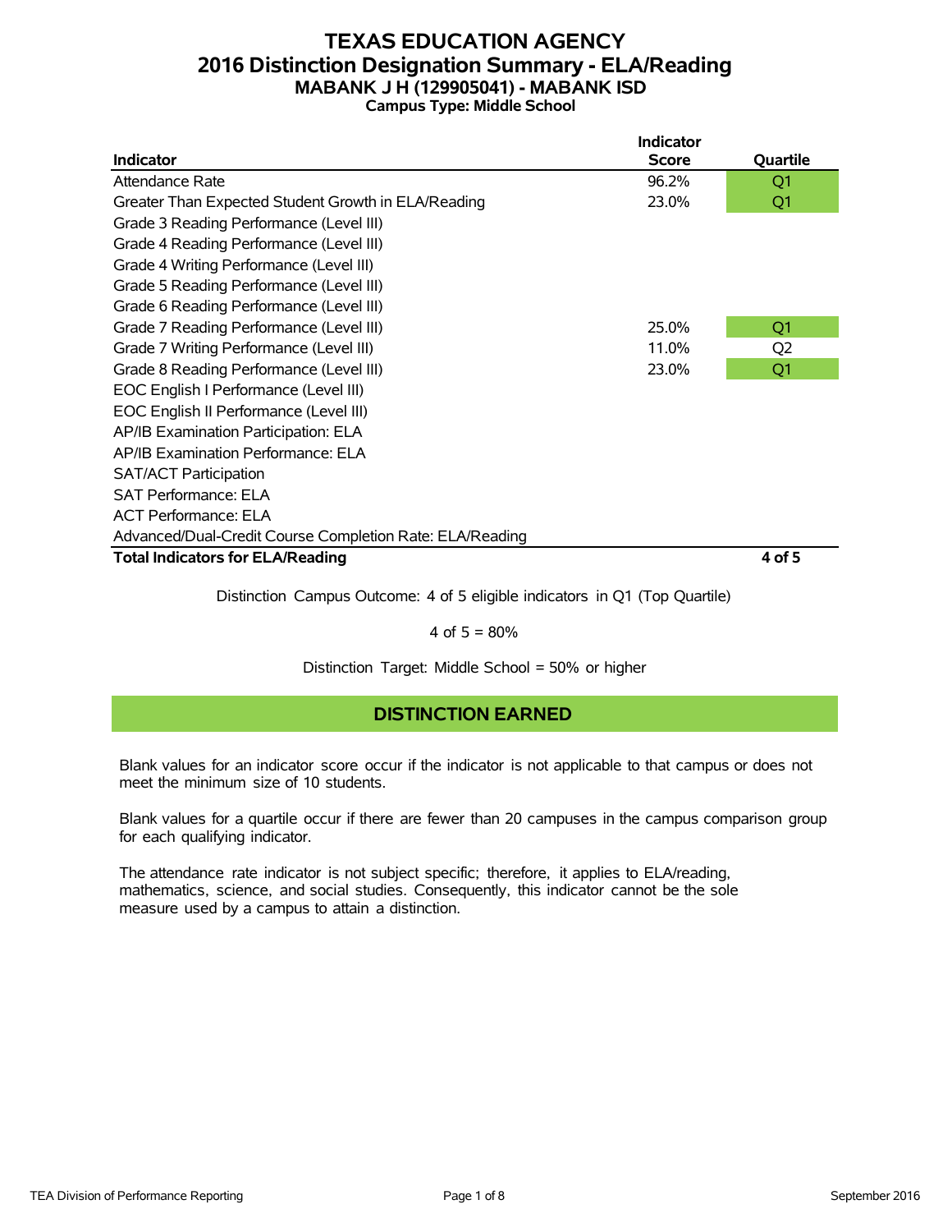# TEXAS EDUCATION AGENCY
## 2016 Distinction Designation Summary - ELA/Reading
### MABANK J H (129905041) - MABANK ISD
**Campus Type: Middle School**

| Indicator | Indicator Score | Quartile |
|---|---|---|
| Attendance Rate | 96.2% | Q1 |
| Greater Than Expected Student Growth in ELA/Reading | 23.0% | Q1 |
| Grade 3 Reading Performance (Level III) | | |
| Grade 4 Reading Performance (Level III) | | |
| Grade 4 Writing Performance (Level III) | | |
| Grade 5 Reading Performance (Level III) | | |
| Grade 6 Reading Performance (Level III) | | |
| Grade 7 Reading Performance (Level III) | 25.0% | Q1 |
| Grade 7 Writing Performance (Level III) | 11.0% | Q2 |
| Grade 8 Reading Performance (Level III) | 23.0% | Q1 |
| EOC English I Performance (Level III) | | |
| EOC English II Performance (Level III) | | |
| AP/IB Examination Participation: ELA | | |
| AP/IB Examination Performance: ELA | | |
| SAT/ACT Participation | | |
| SAT Performance: ELA | | |
| ACT Performance: ELA | | |
| Advanced/Dual-Credit Course Completion Rate: ELA/Reading | | |
| **Total Indicators for ELA/Reading** | | **4 of 5** |

Distinction Campus Outcome: 4 of 5 eligible indicators in Q1 (Top Quartile)

4 of 5 = 80%

Distinction Target: Middle School = 50% or higher

**DISTINCTION EARNED**

Blank values for an indicator score occur if the indicator is not applicable to that campus or does not meet the minimum size of 10 students.

Blank values for a quartile occur if there are fewer than 20 campuses in the campus comparison group for each qualifying indicator.

The attendance rate indicator is not subject specific; therefore, it applies to ELA/reading, mathematics, science, and social studies. Consequently, this indicator cannot be the sole measure used by a campus to attain a distinction.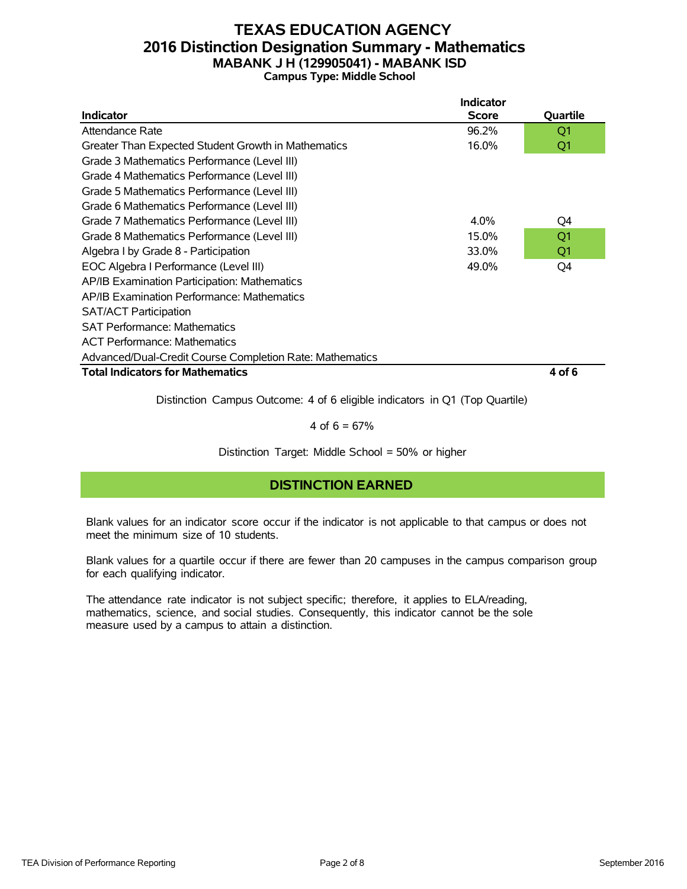# TEXAS EDUCATION AGENCY
## 2016 Distinction Designation Summary - Mathematics
### MABANK J H (129905041) - MABANK ISD
**Campus Type: Middle School**

| Indicator | Indicator Score | Quartile |
|---|---|---|
| Attendance Rate | 96.2% | Q1 |
| Greater Than Expected Student Growth in Mathematics | 16.0% | Q1 |
| Grade 3 Mathematics Performance (Level III) | | |
| Grade 4 Mathematics Performance (Level III) | | |
| Grade 5 Mathematics Performance (Level III) | | |
| Grade 6 Mathematics Performance (Level III) | | |
| Grade 7 Mathematics Performance (Level III) | 4.0% | Q4 |
| Grade 8 Mathematics Performance (Level III) | 15.0% | Q1 |
| Algebra I by Grade 8 - Participation | 33.0% | Q1 |
| EOC Algebra I Performance (Level III) | 49.0% | Q4 |
| AP/IB Examination Participation: Mathematics | | |
| AP/IB Examination Performance: Mathematics | | |
| SAT/ACT Participation | | |
| SAT Performance: Mathematics | | |
| ACT Performance: Mathematics | | |
| Advanced/Dual-Credit Course Completion Rate: Mathematics | | |
| **Total Indicators for Mathematics** | | **4 of 6** |

Distinction Campus Outcome: 4 of 6 eligible indicators in Q1 (Top Quartile)

4 of 6 = 67%

Distinction Target: Middle School = 50% or higher

**DISTINCTION EARNED**

Blank values for an indicator score occur if the indicator is not applicable to that campus or does not meet the minimum size of 10 students.

Blank values for a quartile occur if there are fewer than 20 campuses in the campus comparison group for each qualifying indicator.

The attendance rate indicator is not subject specific; therefore, it applies to ELA/reading, mathematics, science, and social studies. Consequently, this indicator cannot be the sole measure used by a campus to attain a distinction.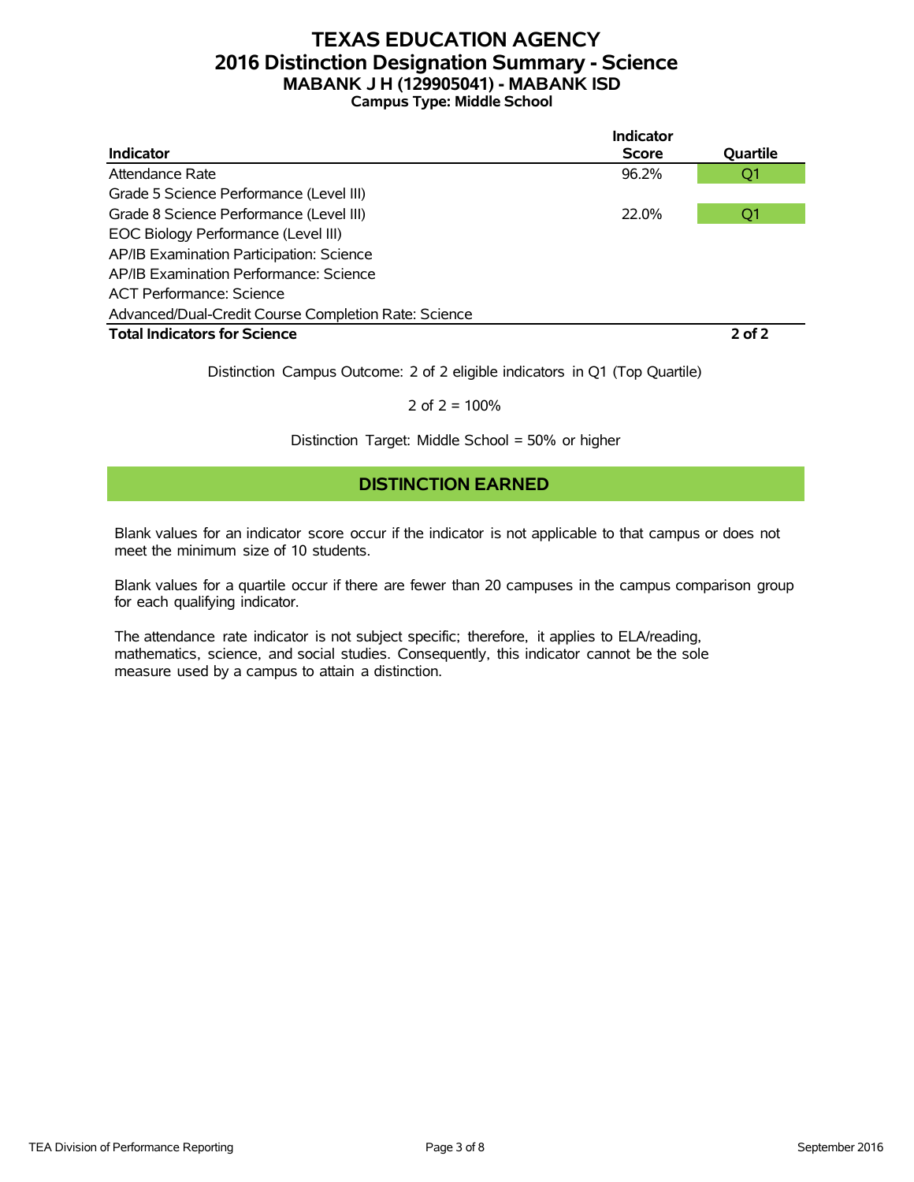# TEXAS EDUCATION AGENCY
## 2016 Distinction Designation Summary - Science
### MABANK J H (129905041) - MABANK ISD
**Campus Type: Middle School**

| Indicator | Indicator Score | Quartile |
|---|---|---|
| Attendance Rate | 96.2% | Q1 |
| Grade 5 Science Performance (Level III) | | |
| Grade 8 Science Performance (Level III) | 22.0% | Q1 |
| EOC Biology Performance (Level III) | | |
| AP/IB Examination Participation: Science | | |
| AP/IB Examination Performance: Science | | |
| ACT Performance: Science | | |
| Advanced/Dual-Credit Course Completion Rate: Science | | |
| **Total Indicators for Science** | | **2 of 2** |

Distinction Campus Outcome: 2 of 2 eligible indicators in Q1 (Top Quartile)

2 of 2 = 100%

Distinction Target: Middle School = 50% or higher

**DISTINCTION EARNED**

Blank values for an indicator score occur if the indicator is not applicable to that campus or does not meet the minimum size of 10 students.

Blank values for a quartile occur if there are fewer than 20 campuses in the campus comparison group for each qualifying indicator.

The attendance rate indicator is not subject specific; therefore, it applies to ELA/reading, mathematics, science, and social studies. Consequently, this indicator cannot be the sole measure used by a campus to attain a distinction.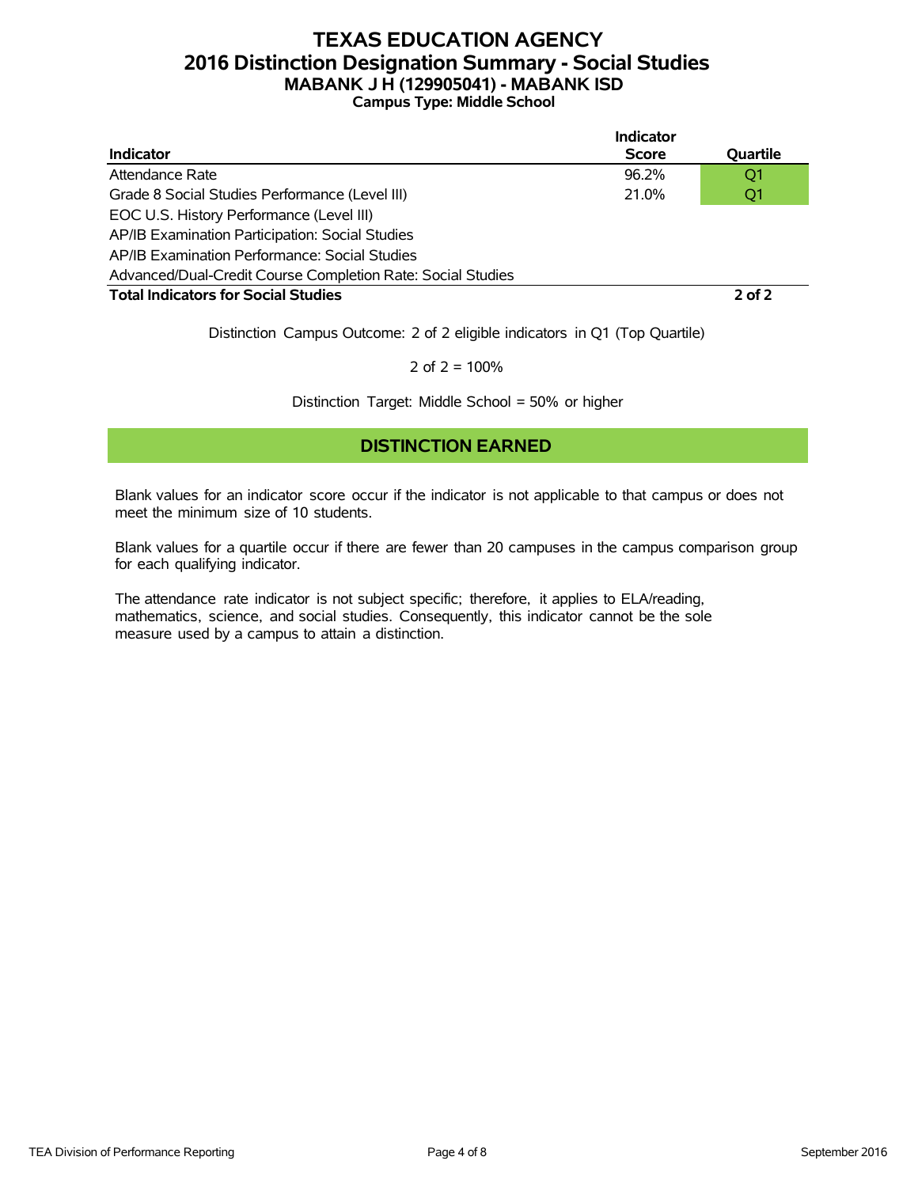# TEXAS EDUCATION AGENCY
## 2016 Distinction Designation Summary - Social Studies
### MABANK J H (129905041) - MABANK ISD
**Campus Type: Middle School**

| Indicator | Indicator Score | Quartile |
|---|---|---|
| Attendance Rate | 96.2% | Q1 |
| Grade 8 Social Studies Performance (Level III) | 21.0% | Q1 |
| EOC U.S. History Performance (Level III) | | |
| AP/IB Examination Participation: Social Studies | | |
| AP/IB Examination Performance: Social Studies | | |
| Advanced/Dual-Credit Course Completion Rate: Social Studies | | |
| **Total Indicators for Social Studies** | | **2 of 2** |

Distinction Campus Outcome: 2 of 2 eligible indicators in Q1 (Top Quartile)

2 of 2 = 100%

Distinction Target: Middle School = 50% or higher

**DISTINCTION EARNED**

Blank values for an indicator score occur if the indicator is not applicable to that campus or does not meet the minimum size of 10 students.

Blank values for a quartile occur if there are fewer than 20 campuses in the campus comparison group for each qualifying indicator.

The attendance rate indicator is not subject specific; therefore, it applies to ELA/reading, mathematics, science, and social studies. Consequently, this indicator cannot be the sole measure used by a campus to attain a distinction.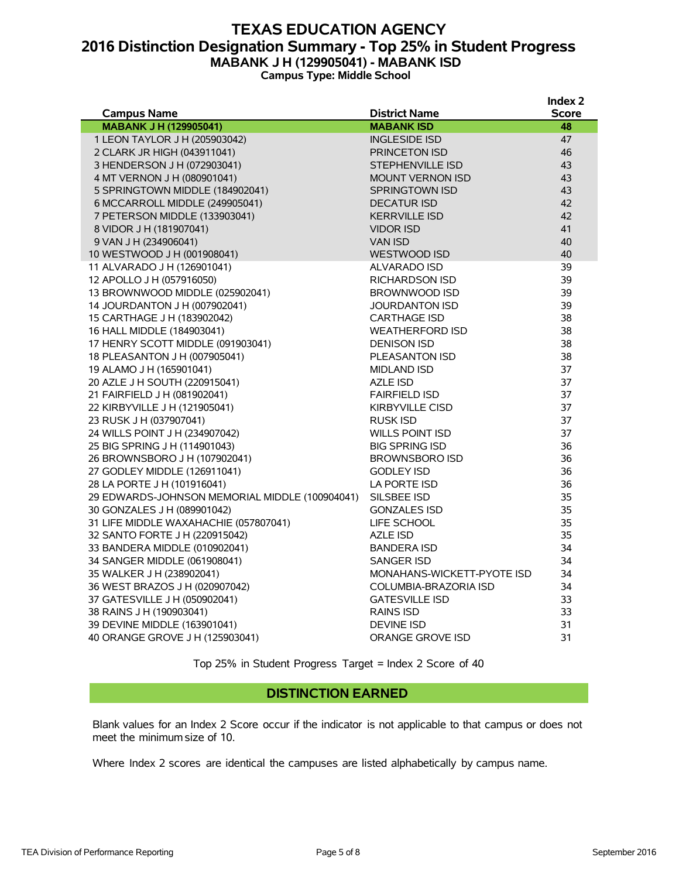# TEXAS EDUCATION AGENCY
## 2016 Distinction Designation Summary - Top 25% in Student Progress
### MABANK J H (129905041) - MABANK ISD
**Campus Type: Middle School**

| Campus Name | District Name | Index 2 Score |
|---|---|---|
| **MABANK J H (129905041)** | **MABANK ISD** | **48** |
| 1 LEON TAYLOR J H (205903042) | INGLESIDE ISD | 47 |
| 2 CLARK JR HIGH (043911041) | PRINCETON ISD | 46 |
| 3 HENDERSON J H (072903041) | STEPHENVILLE ISD | 43 |
| 4 MT VERNON J H (080901041) | MOUNT VERNON ISD | 43 |
| 5 SPRINGTOWN MIDDLE (184902041) | SPRINGTOWN ISD | 43 |
| 6 MCCARROLL MIDDLE (249905041) | DECATUR ISD | 42 |
| 7 PETERSON MIDDLE (133903041) | KERRVILLE ISD | 42 |
| 8 VIDOR J H (181907041) | VIDOR ISD | 41 |
| 9 VAN J H (234906041) | VAN ISD | 40 |
| 10 WESTWOOD J H (001908041) | WESTWOOD ISD | 40 |
| 11 ALVARADO J H (126901041) | ALVARADO ISD | 39 |
| 12 APOLLO J H (057916050) | RICHARDSON ISD | 39 |
| 13 BROWNWOOD MIDDLE (025902041) | BROWNWOOD ISD | 39 |
| 14 JOURDANTON J H (007902041) | JOURDANTON ISD | 39 |
| 15 CARTHAGE J H (183902042) | CARTHAGE ISD | 38 |
| 16 HALL MIDDLE (184903041) | WEATHERFORD ISD | 38 |
| 17 HENRY SCOTT MIDDLE (091903041) | DENISON ISD | 38 |
| 18 PLEASANTON J H (007905041) | PLEASANTON ISD | 38 |
| 19 ALAMO J H (165901041) | MIDLAND ISD | 37 |
| 20 AZLE J H SOUTH (220915041) | AZLE ISD | 37 |
| 21 FAIRFIELD J H (081902041) | FAIRFIELD ISD | 37 |
| 22 KIRBYVILLE J H (121905041) | KIRBYVILLE CISD | 37 |
| 23 RUSK J H (037907041) | RUSK ISD | 37 |
| 24 WILLS POINT J H (234907042) | WILLS POINT ISD | 37 |
| 25 BIG SPRING J H (114901043) | BIG SPRING ISD | 36 |
| 26 BROWNSBORO J H (107902041) | BROWNSBORO ISD | 36 |
| 27 GODLEY MIDDLE (126911041) | GODLEY ISD | 36 |
| 28 LA PORTE J H (101916041) | LA PORTE ISD | 36 |
| 29 EDWARDS-JOHNSON MEMORIAL MIDDLE (100904041) | SILSBEE ISD | 35 |
| 30 GONZALES J H (089901042) | GONZALES ISD | 35 |
| 31 LIFE MIDDLE WAXAHACHIE (057807041) | LIFE SCHOOL | 35 |
| 32 SANTO FORTE J H (220915042) | AZLE ISD | 35 |
| 33 BANDERA MIDDLE (010902041) | BANDERA ISD | 34 |
| 34 SANGER MIDDLE (061908041) | SANGER ISD | 34 |
| 35 WALKER J H (238902041) | MONAHANS-WICKETT-PYOTE ISD | 34 |
| 36 WEST BRAZOS J H (020907042) | COLUMBIA-BRAZORIA ISD | 34 |
| 37 GATESVILLE J H (050902041) | GATESVILLE ISD | 33 |
| 38 RAINS J H (190903041) | RAINS ISD | 33 |
| 39 DEVINE MIDDLE (163901041) | DEVINE ISD | 31 |
| 40 ORANGE GROVE J H (125903041) | ORANGE GROVE ISD | 31 |

Top 25% in Student Progress Target = Index 2 Score of 40

**DISTINCTION EARNED**

Blank values for an Index 2 Score occur if the indicator is not applicable to that campus or does not meet the minimum size of 10.

Where Index 2 scores are identical the campuses are listed alphabetically by campus name.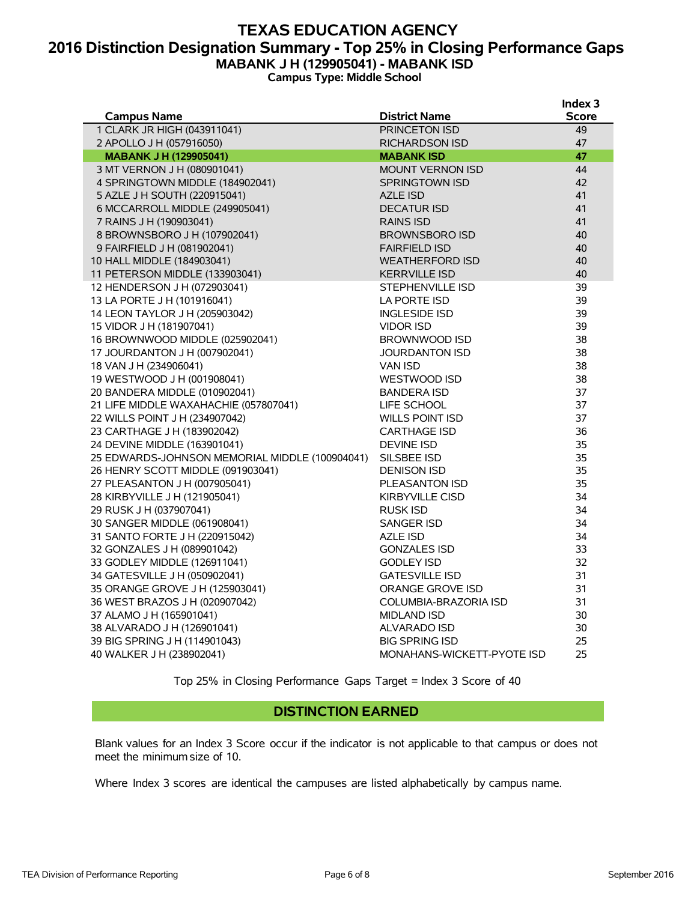# TEXAS EDUCATION AGENCY
## 2016 Distinction Designation Summary - Top 25% in Closing Performance Gaps
### MABANK J H (129905041) - MABANK ISD
**Campus Type: Middle School**

| Campus Name | District Name | Index 3 Score |
|---|---|---|
| 1 CLARK JR HIGH (043911041) | PRINCETON ISD | 49 |
| 2 APOLLO J H (057916050) | RICHARDSON ISD | 47 |
| **MABANK J H (129905041)** | **MABANK ISD** | **47** |
| 3 MT VERNON J H (080901041) | MOUNT VERNON ISD | 44 |
| 4 SPRINGTOWN MIDDLE (184902041) | SPRINGTOWN ISD | 42 |
| 5 AZLE J H SOUTH (220915041) | AZLE ISD | 41 |
| 6 MCCARROLL MIDDLE (249905041) | DECATUR ISD | 41 |
| 7 RAINS J H (190903041) | RAINS ISD | 41 |
| 8 BROWNSBORO J H (107902041) | BROWNSBORO ISD | 40 |
| 9 FAIRFIELD J H (081902041) | FAIRFIELD ISD | 40 |
| 10 HALL MIDDLE (184903041) | WEATHERFORD ISD | 40 |
| 11 PETERSON MIDDLE (133903041) | KERRVILLE ISD | 40 |
| 12 HENDERSON J H (072903041) | STEPHENVILLE ISD | 39 |
| 13 LA PORTE J H (101916041) | LA PORTE ISD | 39 |
| 14 LEON TAYLOR J H (205903042) | INGLESIDE ISD | 39 |
| 15 VIDOR J H (181907041) | VIDOR ISD | 39 |
| 16 BROWNWOOD MIDDLE (025902041) | BROWNWOOD ISD | 38 |
| 17 JOURDANTON J H (007902041) | JOURDANTON ISD | 38 |
| 18 VAN J H (234906041) | VAN ISD | 38 |
| 19 WESTWOOD J H (001908041) | WESTWOOD ISD | 38 |
| 20 BANDERA MIDDLE (010902041) | BANDERA ISD | 37 |
| 21 LIFE MIDDLE WAXAHACHIE (057807041) | LIFE SCHOOL | 37 |
| 22 WILLS POINT J H (234907042) | WILLS POINT ISD | 37 |
| 23 CARTHAGE J H (183902042) | CARTHAGE ISD | 36 |
| 24 DEVINE MIDDLE (163901041) | DEVINE ISD | 35 |
| 25 EDWARDS-JOHNSON MEMORIAL MIDDLE (100904041) | SILSBEE ISD | 35 |
| 26 HENRY SCOTT MIDDLE (091903041) | DENISON ISD | 35 |
| 27 PLEASANTON J H (007905041) | PLEASANTON ISD | 35 |
| 28 KIRBYVILLE J H (121905041) | KIRBYVILLE CISD | 34 |
| 29 RUSK J H (037907041) | RUSK ISD | 34 |
| 30 SANGER MIDDLE (061908041) | SANGER ISD | 34 |
| 31 SANTO FORTE J H (220915042) | AZLE ISD | 34 |
| 32 GONZALES J H (089901042) | GONZALES ISD | 33 |
| 33 GODLEY MIDDLE (126911041) | GODLEY ISD | 32 |
| 34 GATESVILLE J H (050902041) | GATESVILLE ISD | 31 |
| 35 ORANGE GROVE J H (125903041) | ORANGE GROVE ISD | 31 |
| 36 WEST BRAZOS J H (020907042) | COLUMBIA-BRAZORIA ISD | 31 |
| 37 ALAMO J H (165901041) | MIDLAND ISD | 30 |
| 38 ALVARADO J H (126901041) | ALVARADO ISD | 30 |
| 39 BIG SPRING J H (114901043) | BIG SPRING ISD | 25 |
| 40 WALKER J H (238902041) | MONAHANS-WICKETT-PYOTE ISD | 25 |

Top 25% in Closing Performance Gaps Target = Index 3 Score of 40

**DISTINCTION EARNED**

Blank values for an Index 3 Score occur if the indicator is not applicable to that campus or does not meet the minimum size of 10.

Where Index 3 scores are identical the campuses are listed alphabetically by campus name.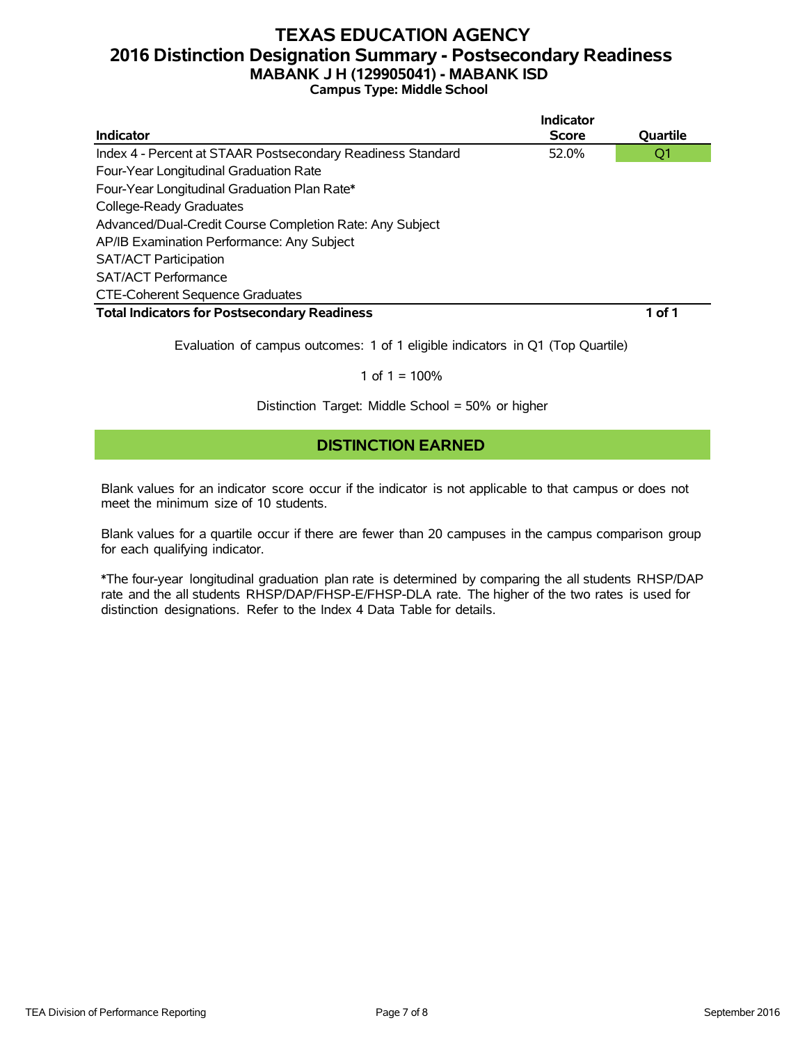# TEXAS EDUCATION AGENCY
## 2016 Distinction Designation Summary - Postsecondary Readiness
### MABANK J H (129905041) - MABANK ISD
**Campus Type: Middle School**

| Indicator | Indicator Score | Quartile |
|---|---|---|
| Index 4 - Percent at STAAR Postsecondary Readiness Standard | 52.0% | Q1 |
| Four-Year Longitudinal Graduation Rate | | |
| Four-Year Longitudinal Graduation Plan Rate* | | |
| College-Ready Graduates | | |
| Advanced/Dual-Credit Course Completion Rate: Any Subject | | |
| AP/IB Examination Performance: Any Subject | | |
| SAT/ACT Participation | | |
| SAT/ACT Performance | | |
| CTE-Coherent Sequence Graduates | | |
| **Total Indicators for Postsecondary Readiness** | | **1 of 1** |

Evaluation of campus outcomes: 1 of 1 eligible indicators in Q1 (Top Quartile)

1 of 1 = 100%

Distinction Target: Middle School = 50% or higher

**DISTINCTION EARNED**

Blank values for an indicator score occur if the indicator is not applicable to that campus or does not meet the minimum size of 10 students.

Blank values for a quartile occur if there are fewer than 20 campuses in the campus comparison group for each qualifying indicator.

*The four-year longitudinal graduation plan rate is determined by comparing the all students RHSP/DAP rate and the all students RHSP/DAP/FHSP-E/FHSP-DLA rate. The higher of the two rates is used for distinction designations. Refer to the Index 4 Data Table for details.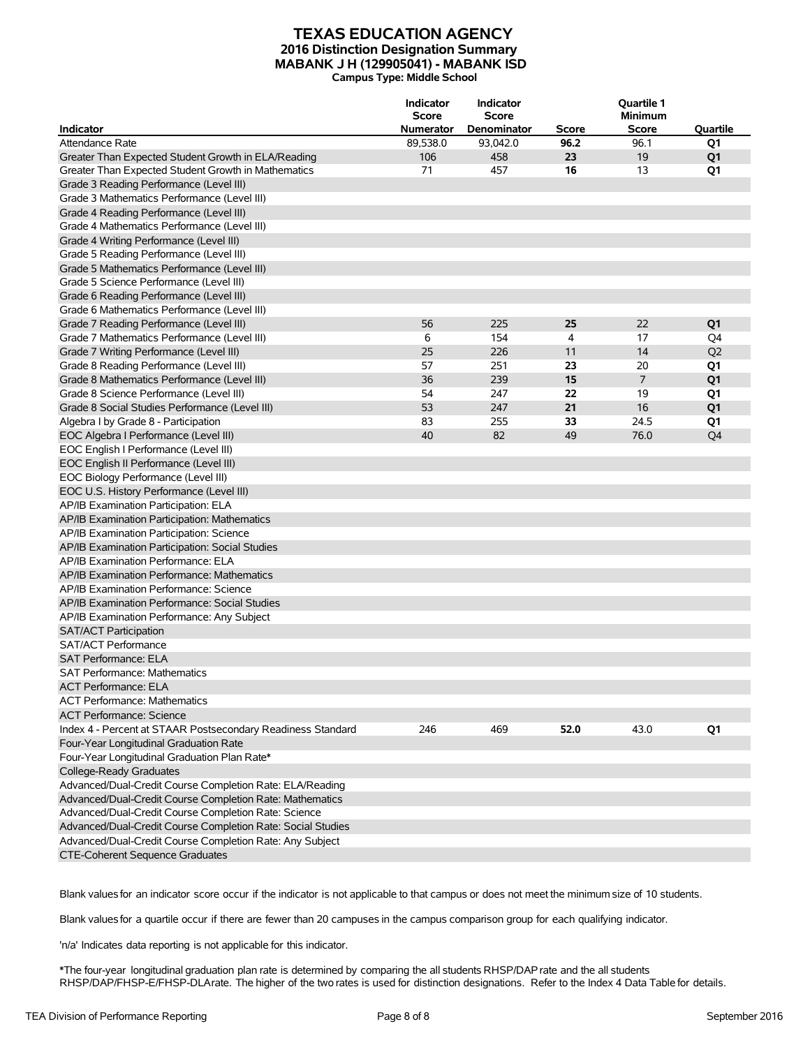# TEXAS EDUCATION AGENCY
## 2016 Distinction Designation Summary
## MABANK J H (129905041) - MABANK ISD
### Campus Type: Middle School

| Indicator | Indicator Score Numerator | Indicator Score Denominator | Score | Quartile 1 Minimum Score | Quartile |
|---|---|---|---|---|---|
| Attendance Rate | 89,538.0 | 93,042.0 | **96.2** | 96.1 | **Q1** |
| Greater Than Expected Student Growth in ELA/Reading | 106 | 458 | **23** | 19 | **Q1** |
| Greater Than Expected Student Growth in Mathematics | 71 | 457 | **16** | 13 | **Q1** |
| Grade 3 Reading Performance (Level III) | | | | | |
| Grade 3 Mathematics Performance (Level III) | | | | | |
| Grade 4 Reading Performance (Level III) | | | | | |
| Grade 4 Mathematics Performance (Level III) | | | | | |
| Grade 4 Writing Performance (Level III) | | | | | |
| Grade 5 Reading Performance (Level III) | | | | | |
| Grade 5 Mathematics Performance (Level III) | | | | | |
| Grade 5 Science Performance (Level III) | | | | | |
| Grade 6 Reading Performance (Level III) | | | | | |
| Grade 6 Mathematics Performance (Level III) | | | | | |
| Grade 7 Reading Performance (Level III) | 56 | 225 | **25** | 22 | **Q1** |
| Grade 7 Mathematics Performance (Level III) | 6 | 154 | 4 | 17 | Q4 |
| Grade 7 Writing Performance (Level III) | 25 | 226 | 11 | 14 | Q2 |
| Grade 8 Reading Performance (Level III) | 57 | 251 | **23** | 20 | **Q1** |
| Grade 8 Mathematics Performance (Level III) | 36 | 239 | **15** | 7 | **Q1** |
| Grade 8 Science Performance (Level III) | 54 | 247 | **22** | 19 | **Q1** |
| Grade 8 Social Studies Performance (Level III) | 53 | 247 | **21** | 16 | **Q1** |
| Algebra I by Grade 8 - Participation | 83 | 255 | **33** | 24.5 | **Q1** |
| EOC Algebra I Performance (Level III) | 40 | 82 | 49 | 76.0 | Q4 |
| EOC English I Performance (Level III) | | | | | |
| EOC English II Performance (Level III) | | | | | |
| EOC Biology Performance (Level III) | | | | | |
| EOC U.S. History Performance (Level III) | | | | | |
| AP/IB Examination Participation: ELA | | | | | |
| AP/IB Examination Participation: Mathematics | | | | | |
| AP/IB Examination Participation: Science | | | | | |
| AP/IB Examination Participation: Social Studies | | | | | |
| AP/IB Examination Performance: ELA | | | | | |
| AP/IB Examination Performance: Mathematics | | | | | |
| AP/IB Examination Performance: Science | | | | | |
| AP/IB Examination Performance: Social Studies | | | | | |
| AP/IB Examination Performance: Any Subject | | | | | |
| SAT/ACT Participation | | | | | |
| SAT/ACT Performance | | | | | |
| SAT Performance: ELA | | | | | |
| SAT Performance: Mathematics | | | | | |
| ACT Performance: ELA | | | | | |
| ACT Performance: Mathematics | | | | | |
| ACT Performance: Science | | | | | |
| Index 4 - Percent at STAAR Postsecondary Readiness Standard | 246 | 469 | **52.0** | 43.0 | **Q1** |
| Four-Year Longitudinal Graduation Rate | | | | | |
| Four-Year Longitudinal Graduation Plan Rate* | | | | | |
| College-Ready Graduates | | | | | |
| Advanced/Dual-Credit Course Completion Rate: ELA/Reading | | | | | |
| Advanced/Dual-Credit Course Completion Rate: Mathematics | | | | | |
| Advanced/Dual-Credit Course Completion Rate: Science | | | | | |
| Advanced/Dual-Credit Course Completion Rate: Social Studies | | | | | |
| Advanced/Dual-Credit Course Completion Rate: Any Subject | | | | | |
| CTE-Coherent Sequence Graduates | | | | | |

Blank values for an indicator score occur if the indicator is not applicable to that campus or does not meet the minimum size of 10 students.

Blank values for a quartile occur if there are fewer than 20 campuses in the campus comparison group for each qualifying indicator.

'n/a' Indicates data reporting is not applicable for this indicator.

*The four-year longitudinal graduation plan rate is determined by comparing the all students RHSP/DAP rate and the all students RHSP/DAP/FHSP-E/FHSP-DLA rate. The higher of the two rates is used for distinction designations. Refer to the Index 4 Data Table for details.